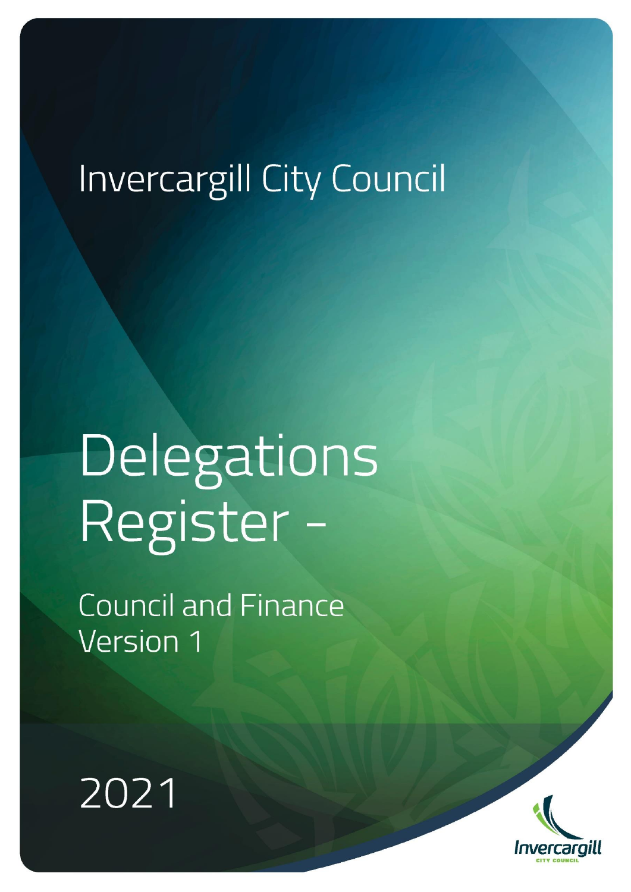Invercargill City Council

# Delegations Register -

## Council and Finance
## Version 1

2021

Invercargill
CITY COUNCIL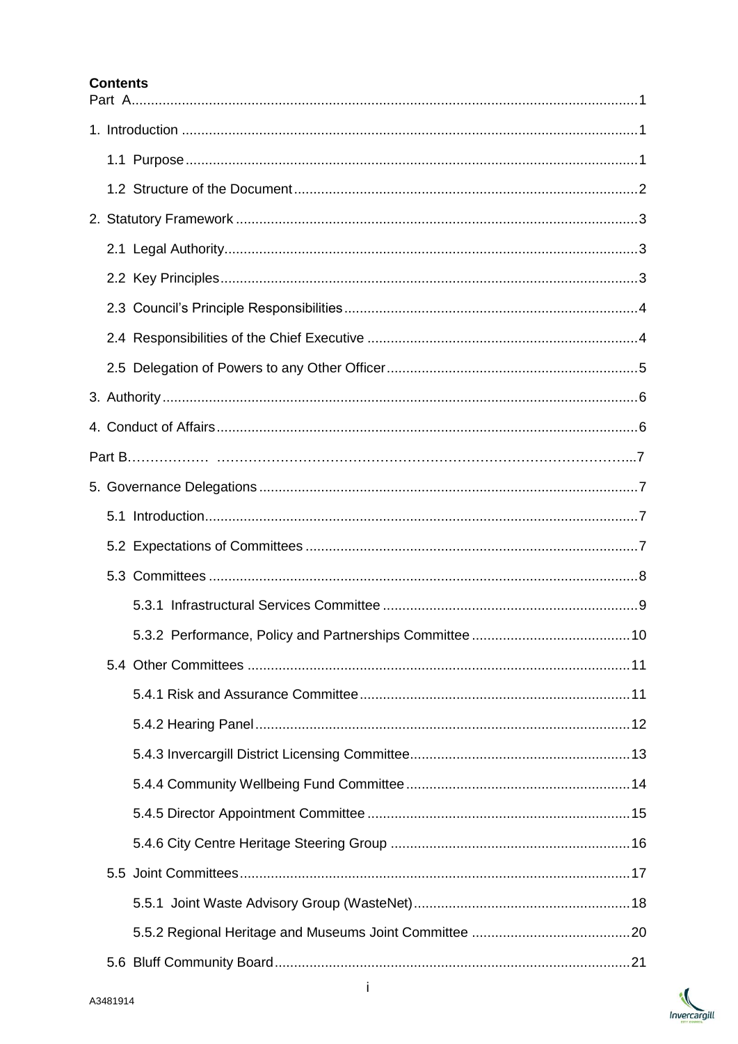**Contents**

Part A ........................................................................................................................ 1

1. Introduction ........................................................................................................ 1

    1.1 Purpose ........................................................................................................ 1

    1.2 Structure of the Document ........................................................................... 2

2. Statutory Framework .......................................................................................... 3

    2.1 Legal Authority ............................................................................................. 3

    2.2 Key Principles .............................................................................................. 3

    2.3 Council's Principle Responsibilities .............................................................. 4

    2.4 Responsibilities of the Chief Executive ........................................................ 4

    2.5 Delegation of Powers to any Other Officer ................................................... 5

3. Authority ............................................................................................................. 6

4. Conduct of Affairs ............................................................................................... 6

Part B ........................................................................................................................ 7

5. Governance Delegations .................................................................................... 7

    5.1 Introduction .................................................................................................. 7

    5.2 Expectations of Committees ........................................................................ 7

    5.3 Committees ................................................................................................. 8

        5.3.1 Infrastructural Services Committee ........................................................ 9

        5.3.2 Performance, Policy and Partnerships Committee ................................ 10

    5.4 Other Committees ...................................................................................... 11

        5.4.1 Risk and Assurance Committee ........................................................... 11

        5.4.2 Hearing Panel ....................................................................................... 12

        5.4.3 Invercargill District Licensing Committee .............................................. 13

        5.4.4 Community Wellbeing Fund Committee ................................................ 14

        5.4.5 Director Appointment Committee .......................................................... 15

        5.4.6 City Centre Heritage Steering Group .................................................... 16

    5.5 Joint Committees ....................................................................................... 17

        5.5.1 Joint Waste Advisory Group (WasteNet) .............................................. 18

        5.5.2 Regional Heritage and Museums Joint Committee ................................ 20

    5.6 Bluff Community Board .............................................................................. 21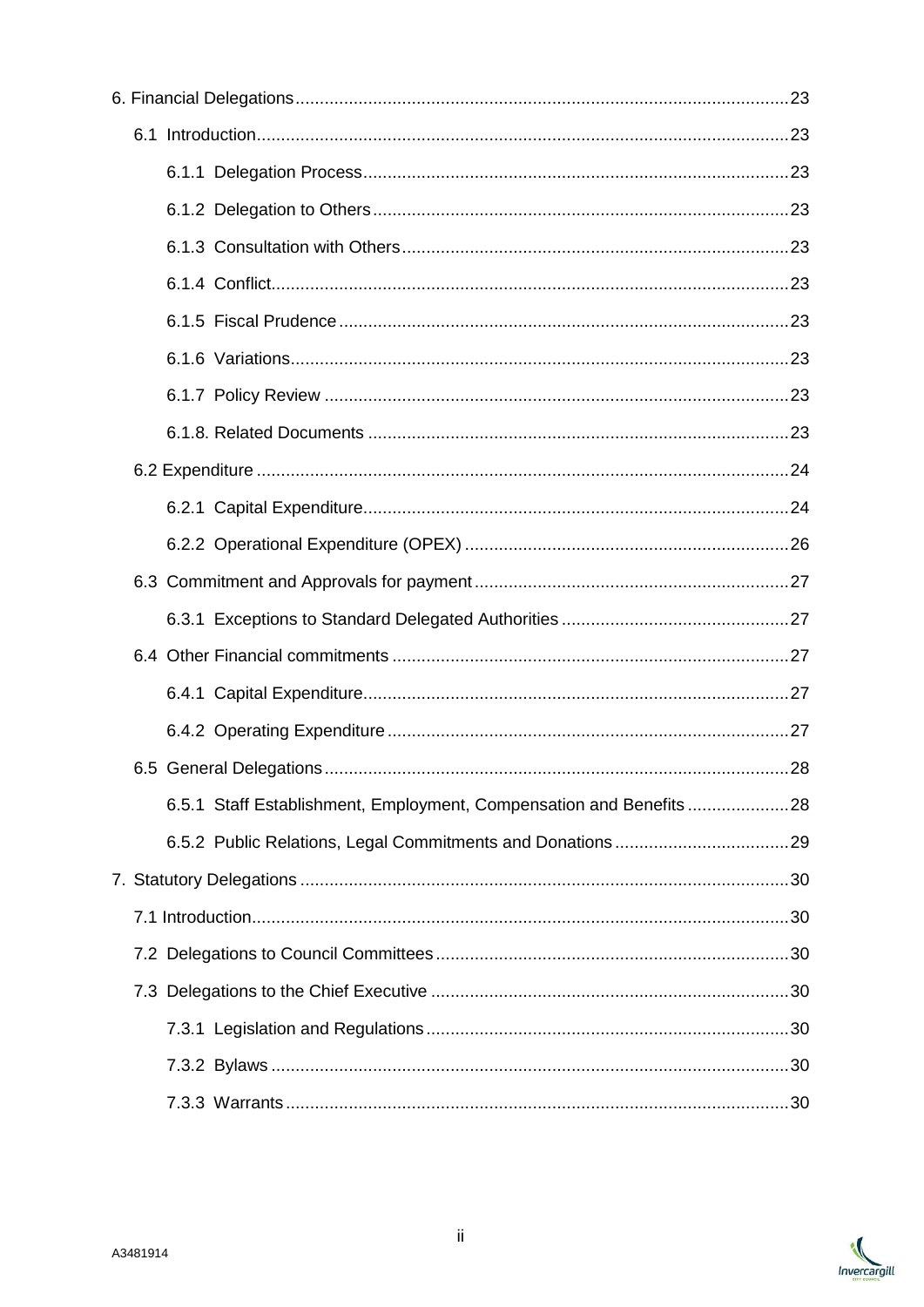6. Financial Delegations ..... 23

- 6.1 Introduction ..... 23
  - 6.1.1 Delegation Process ..... 23
  - 6.1.2 Delegation to Others ..... 23
  - 6.1.3 Consultation with Others ..... 23
  - 6.1.4 Conflict ..... 23
  - 6.1.5 Fiscal Prudence ..... 23
  - 6.1.6 Variations ..... 23
  - 6.1.7 Policy Review ..... 23
  - 6.1.8. Related Documents ..... 23
- 6.2 Expenditure ..... 24
  - 6.2.1 Capital Expenditure ..... 24
  - 6.2.2 Operational Expenditure (OPEX) ..... 26
- 6.3 Commitment and Approvals for payment ..... 27
  - 6.3.1 Exceptions to Standard Delegated Authorities ..... 27
- 6.4 Other Financial commitments ..... 27
  - 6.4.1 Capital Expenditure ..... 27
  - 6.4.2 Operating Expenditure ..... 27
- 6.5 General Delegations ..... 28
  - 6.5.1 Staff Establishment, Employment, Compensation and Benefits ..... 28
  - 6.5.2 Public Relations, Legal Commitments and Donations ..... 29

7. Statutory Delegations ..... 30

- 7.1 Introduction ..... 30
- 7.2 Delegations to Council Committees ..... 30
- 7.3 Delegations to the Chief Executive ..... 30
  - 7.3.1 Legislation and Regulations ..... 30
  - 7.3.2 Bylaws ..... 30
  - 7.3.3 Warrants ..... 30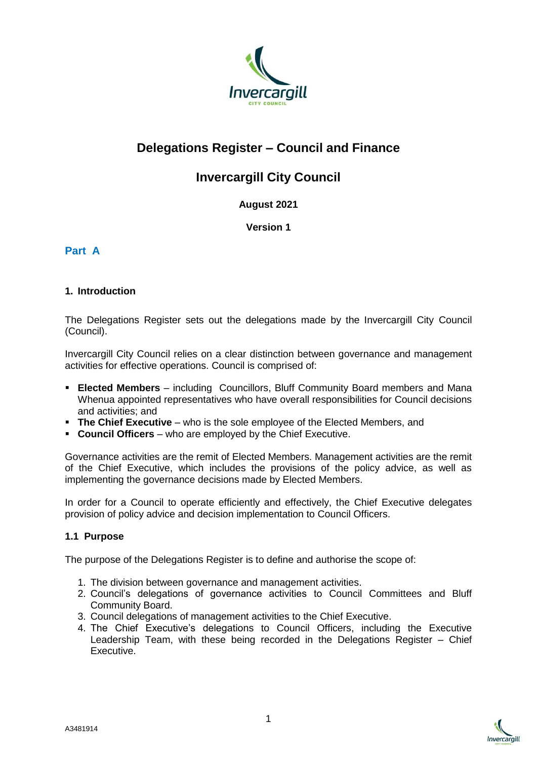# Delegations Register – Council and Finance

## Invercargill City Council

**August 2021**

**Version 1**

## Part A

### 1. Introduction

The Delegations Register sets out the delegations made by the Invercargill City Council (Council).

Invercargill City Council relies on a clear distinction between governance and management activities for effective operations. Council is comprised of:

- **Elected Members** – including Councillors, Bluff Community Board members and Mana Whenua appointed representatives who have overall responsibilities for Council decisions and activities; and
- **The Chief Executive** – who is the sole employee of the Elected Members, and
- **Council Officers** – who are employed by the Chief Executive.

Governance activities are the remit of Elected Members. Management activities are the remit of the Chief Executive, which includes the provisions of the policy advice, as well as implementing the governance decisions made by Elected Members.

In order for a Council to operate efficiently and effectively, the Chief Executive delegates provision of policy advice and decision implementation to Council Officers.

#### 1.1 Purpose

The purpose of the Delegations Register is to define and authorise the scope of:

1. The division between governance and management activities.
2. Council's delegations of governance activities to Council Committees and Bluff Community Board.
3. Council delegations of management activities to the Chief Executive.
4. The Chief Executive's delegations to Council Officers, including the Executive Leadership Team, with these being recorded in the Delegations Register – Chief Executive.

A3481914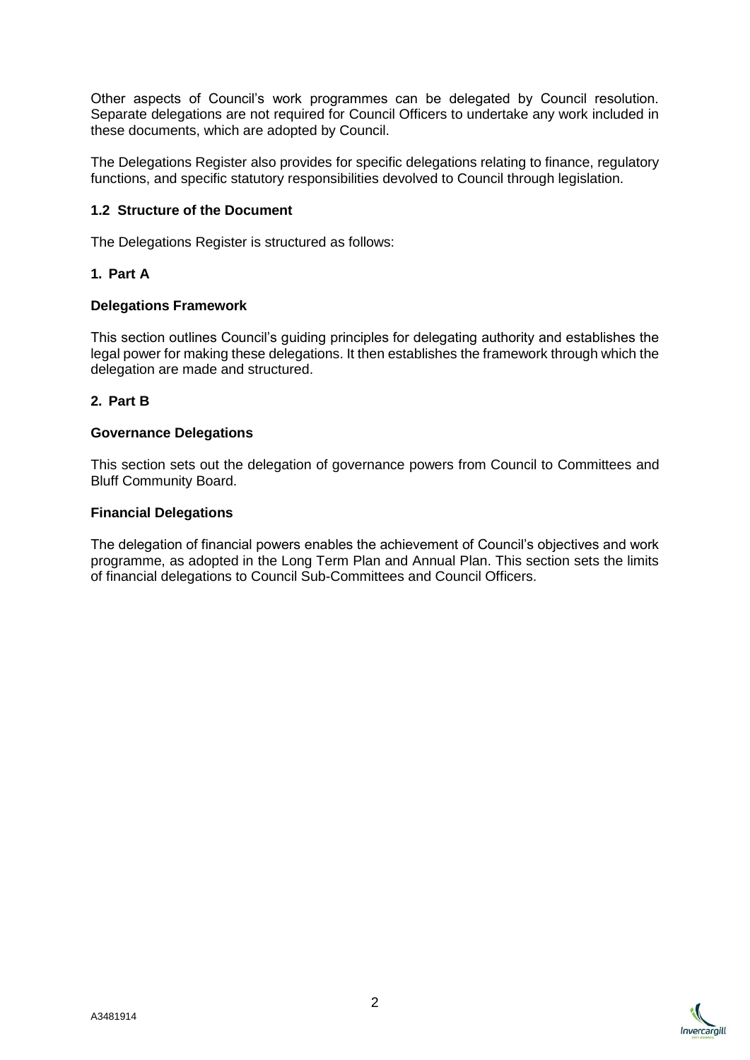Other aspects of Council's work programmes can be delegated by Council resolution. Separate delegations are not required for Council Officers to undertake any work included in these documents, which are adopted by Council.

The Delegations Register also provides for specific delegations relating to finance, regulatory functions, and specific statutory responsibilities devolved to Council through legislation.

### 1.2 Structure of the Document

The Delegations Register is structured as follows:

**1. Part A**

**Delegations Framework**

This section outlines Council's guiding principles for delegating authority and establishes the legal power for making these delegations. It then establishes the framework through which the delegation are made and structured.

**2. Part B**

**Governance Delegations**

This section sets out the delegation of governance powers from Council to Committees and Bluff Community Board.

**Financial Delegations**

The delegation of financial powers enables the achievement of Council's objectives and work programme, as adopted in the Long Term Plan and Annual Plan. This section sets the limits of financial delegations to Council Sub-Committees and Council Officers.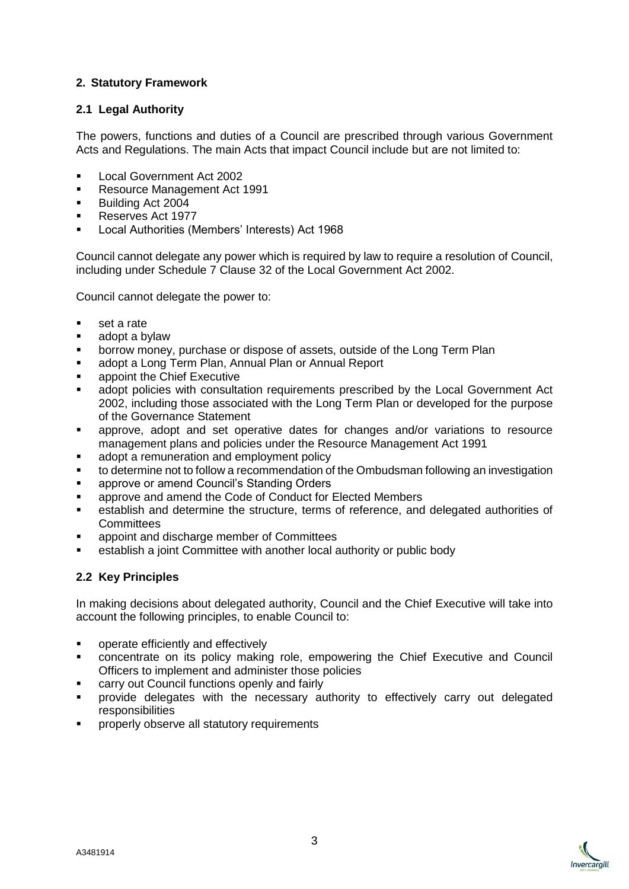## 2. Statutory Framework

### 2.1 Legal Authority

The powers, functions and duties of a Council are prescribed through various Government Acts and Regulations. The main Acts that impact Council include but are not limited to:

- Local Government Act 2002
- Resource Management Act 1991
- Building Act 2004
- Reserves Act 1977
- Local Authorities (Members' Interests) Act 1968

Council cannot delegate any power which is required by law to require a resolution of Council, including under Schedule 7 Clause 32 of the Local Government Act 2002.

Council cannot delegate the power to:

- set a rate
- adopt a bylaw
- borrow money, purchase or dispose of assets, outside of the Long Term Plan
- adopt a Long Term Plan, Annual Plan or Annual Report
- appoint the Chief Executive
- adopt policies with consultation requirements prescribed by the Local Government Act 2002, including those associated with the Long Term Plan or developed for the purpose of the Governance Statement
- approve, adopt and set operative dates for changes and/or variations to resource management plans and policies under the Resource Management Act 1991
- adopt a remuneration and employment policy
- to determine not to follow a recommendation of the Ombudsman following an investigation
- approve or amend Council's Standing Orders
- approve and amend the Code of Conduct for Elected Members
- establish and determine the structure, terms of reference, and delegated authorities of Committees
- appoint and discharge member of Committees
- establish a joint Committee with another local authority or public body

### 2.2 Key Principles

In making decisions about delegated authority, Council and the Chief Executive will take into account the following principles, to enable Council to:

- operate efficiently and effectively
- concentrate on its policy making role, empowering the Chief Executive and Council Officers to implement and administer those policies
- carry out Council functions openly and fairly
- provide delegates with the necessary authority to effectively carry out delegated responsibilities
- properly observe all statutory requirements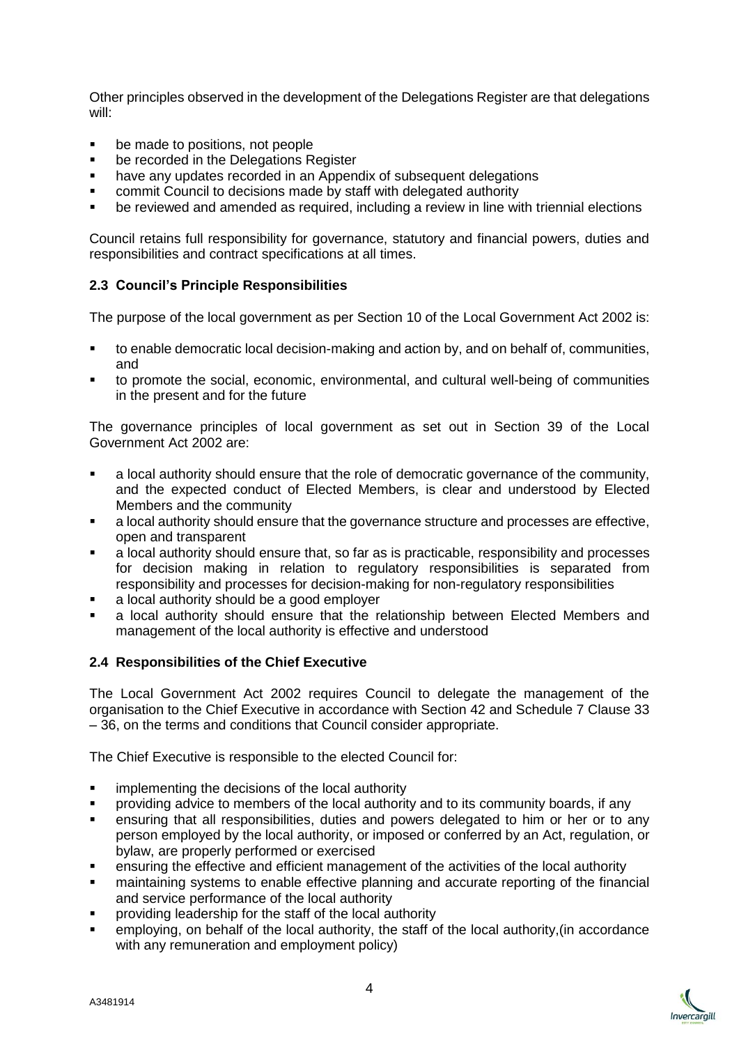Other principles observed in the development of the Delegations Register are that delegations will:

- be made to positions, not people
- be recorded in the Delegations Register
- have any updates recorded in an Appendix of subsequent delegations
- commit Council to decisions made by staff with delegated authority
- be reviewed and amended as required, including a review in line with triennial elections

Council retains full responsibility for governance, statutory and financial powers, duties and responsibilities and contract specifications at all times.

### 2.3 Council's Principle Responsibilities

The purpose of the local government as per Section 10 of the Local Government Act 2002 is:

- to enable democratic local decision-making and action by, and on behalf of, communities, and
- to promote the social, economic, environmental, and cultural well-being of communities in the present and for the future

The governance principles of local government as set out in Section 39 of the Local Government Act 2002 are:

- a local authority should ensure that the role of democratic governance of the community, and the expected conduct of Elected Members, is clear and understood by Elected Members and the community
- a local authority should ensure that the governance structure and processes are effective, open and transparent
- a local authority should ensure that, so far as is practicable, responsibility and processes for decision making in relation to regulatory responsibilities is separated from responsibility and processes for decision-making for non-regulatory responsibilities
- a local authority should be a good employer
- a local authority should ensure that the relationship between Elected Members and management of the local authority is effective and understood

### 2.4 Responsibilities of the Chief Executive

The Local Government Act 2002 requires Council to delegate the management of the organisation to the Chief Executive in accordance with Section 42 and Schedule 7 Clause 33 – 36, on the terms and conditions that Council consider appropriate.

The Chief Executive is responsible to the elected Council for:

- implementing the decisions of the local authority
- providing advice to members of the local authority and to its community boards, if any
- ensuring that all responsibilities, duties and powers delegated to him or her or to any person employed by the local authority, or imposed or conferred by an Act, regulation, or bylaw, are properly performed or exercised
- ensuring the effective and efficient management of the activities of the local authority
- maintaining systems to enable effective planning and accurate reporting of the financial and service performance of the local authority
- providing leadership for the staff of the local authority
- employing, on behalf of the local authority, the staff of the local authority,(in accordance with any remuneration and employment policy)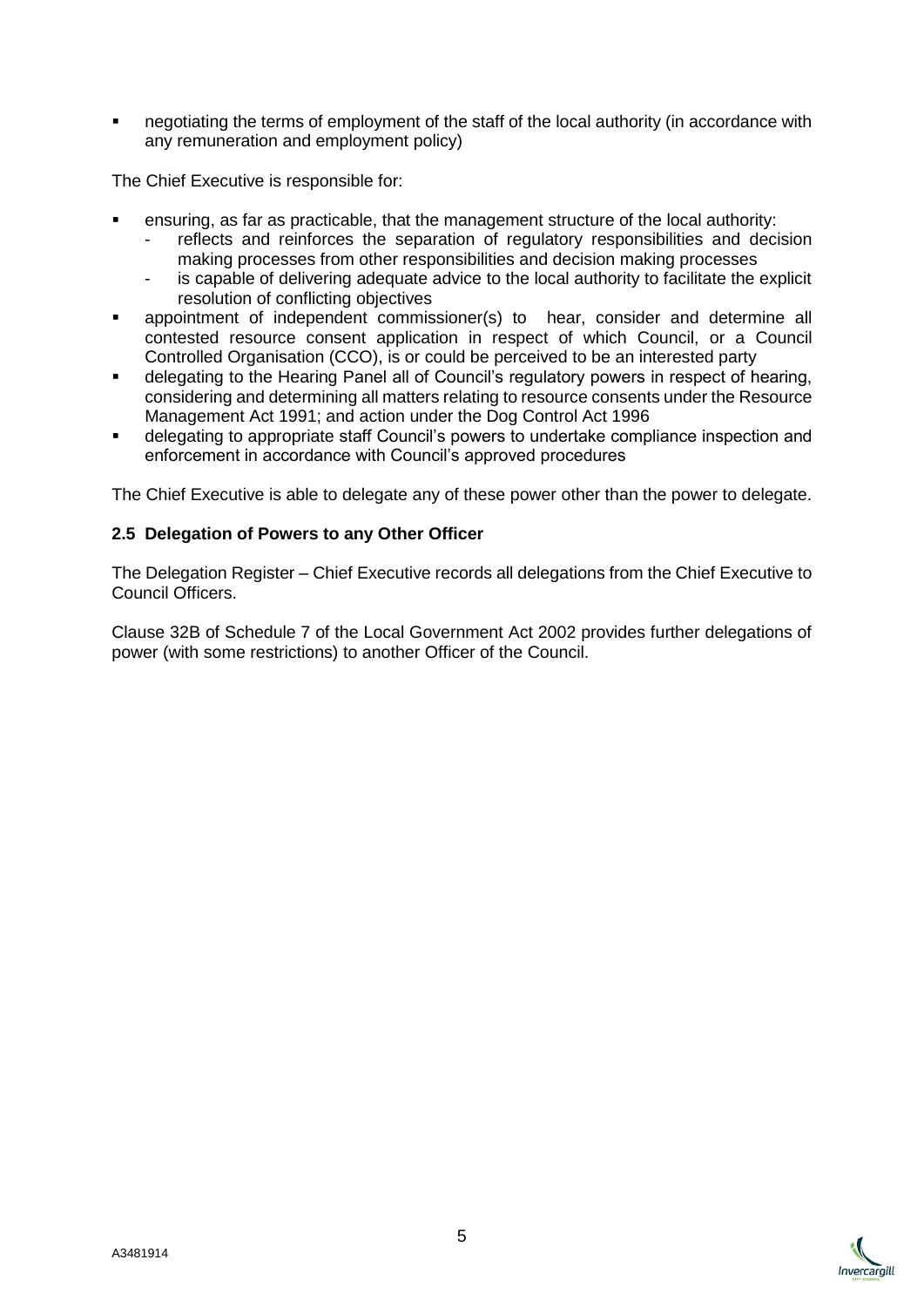- negotiating the terms of employment of the staff of the local authority (in accordance with any remuneration and employment policy)

The Chief Executive is responsible for:

- ensuring, as far as practicable, that the management structure of the local authority:
  - reflects and reinforces the separation of regulatory responsibilities and decision making processes from other responsibilities and decision making processes
  - is capable of delivering adequate advice to the local authority to facilitate the explicit resolution of conflicting objectives
- appointment of independent commissioner(s) to hear, consider and determine all contested resource consent application in respect of which Council, or a Council Controlled Organisation (CCO), is or could be perceived to be an interested party
- delegating to the Hearing Panel all of Council's regulatory powers in respect of hearing, considering and determining all matters relating to resource consents under the Resource Management Act 1991; and action under the Dog Control Act 1996
- delegating to appropriate staff Council's powers to undertake compliance inspection and enforcement in accordance with Council's approved procedures

The Chief Executive is able to delegate any of these power other than the power to delegate.

### 2.5 Delegation of Powers to any Other Officer

The Delegation Register – Chief Executive records all delegations from the Chief Executive to Council Officers.

Clause 32B of Schedule 7 of the Local Government Act 2002 provides further delegations of power (with some restrictions) to another Officer of the Council.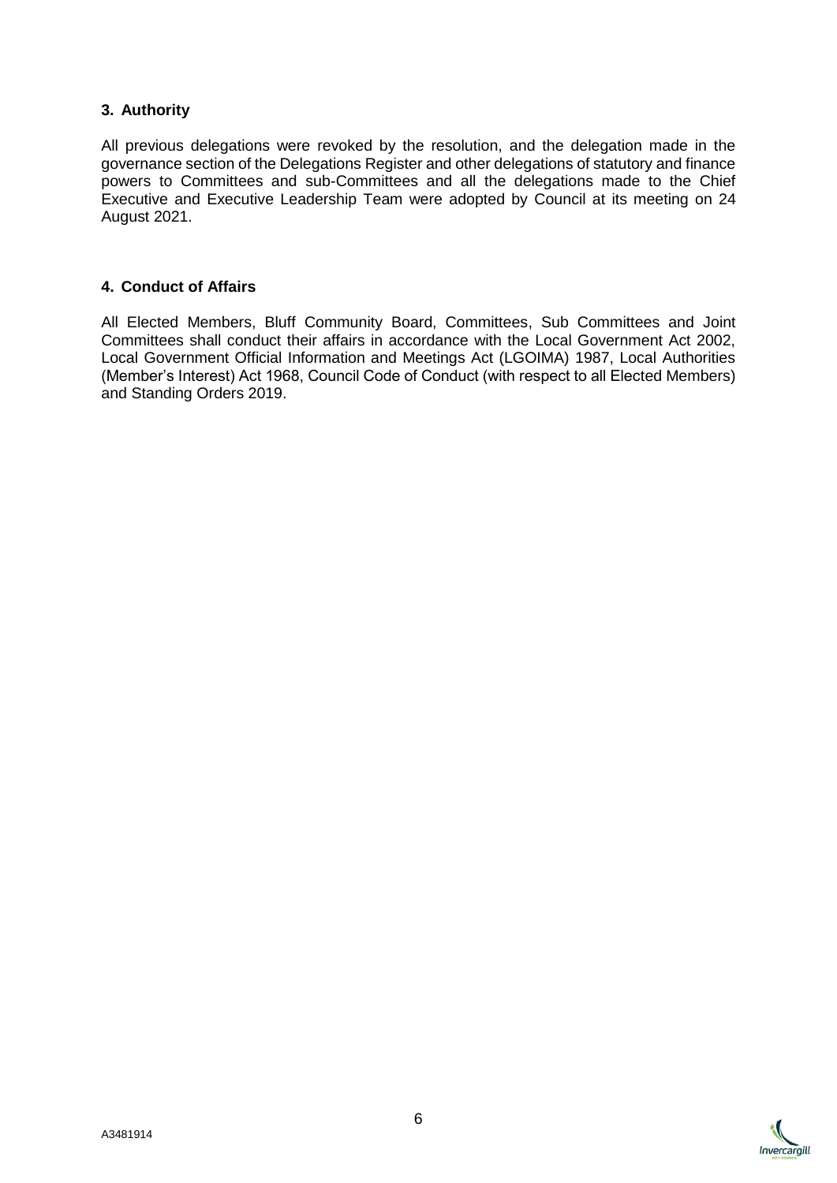## 3. Authority

All previous delegations were revoked by the resolution, and the delegation made in the governance section of the Delegations Register and other delegations of statutory and finance powers to Committees and sub-Committees and all the delegations made to the Chief Executive and Executive Leadership Team were adopted by Council at its meeting on 24 August 2021.

## 4. Conduct of Affairs

All Elected Members, Bluff Community Board, Committees, Sub Committees and Joint Committees shall conduct their affairs in accordance with the Local Government Act 2002, Local Government Official Information and Meetings Act (LGOIMA) 1987, Local Authorities (Member's Interest) Act 1968, Council Code of Conduct (with respect to all Elected Members) and Standing Orders 2019.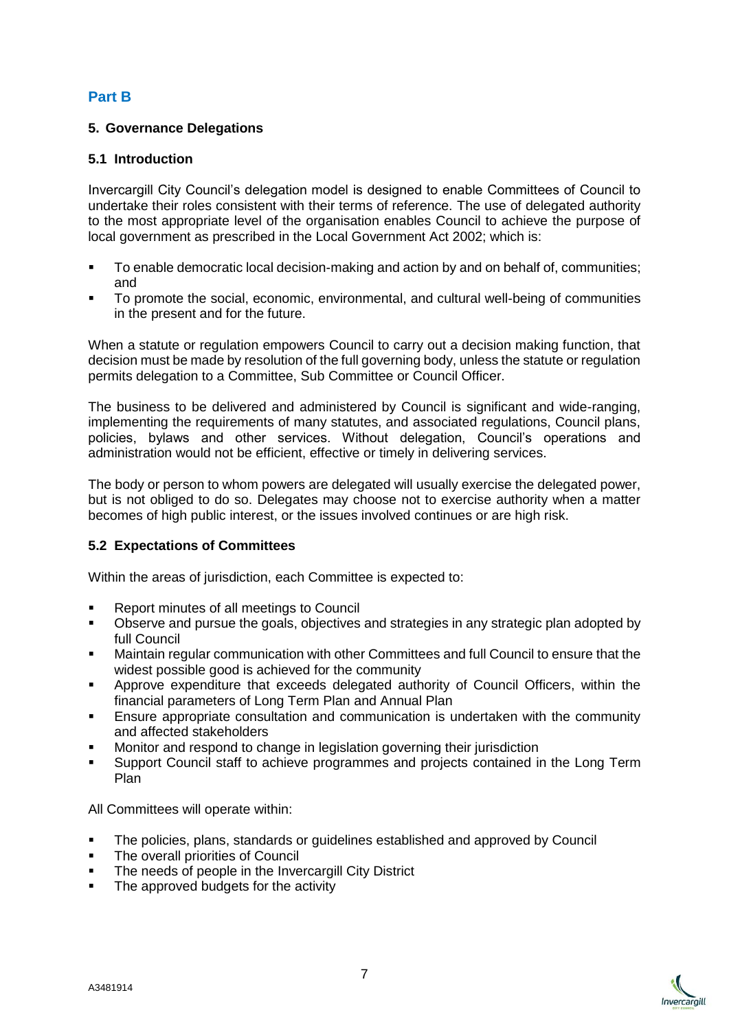## Part B

### 5. Governance Delegations

#### 5.1 Introduction

Invercargill City Council's delegation model is designed to enable Committees of Council to undertake their roles consistent with their terms of reference. The use of delegated authority to the most appropriate level of the organisation enables Council to achieve the purpose of local government as prescribed in the Local Government Act 2002; which is:

- To enable democratic local decision-making and action by and on behalf of, communities; and
- To promote the social, economic, environmental, and cultural well-being of communities in the present and for the future.

When a statute or regulation empowers Council to carry out a decision making function, that decision must be made by resolution of the full governing body, unless the statute or regulation permits delegation to a Committee, Sub Committee or Council Officer.

The business to be delivered and administered by Council is significant and wide-ranging, implementing the requirements of many statutes, and associated regulations, Council plans, policies, bylaws and other services. Without delegation, Council's operations and administration would not be efficient, effective or timely in delivering services.

The body or person to whom powers are delegated will usually exercise the delegated power, but is not obliged to do so. Delegates may choose not to exercise authority when a matter becomes of high public interest, or the issues involved continues or are high risk.

#### 5.2 Expectations of Committees

Within the areas of jurisdiction, each Committee is expected to:

- Report minutes of all meetings to Council
- Observe and pursue the goals, objectives and strategies in any strategic plan adopted by full Council
- Maintain regular communication with other Committees and full Council to ensure that the widest possible good is achieved for the community
- Approve expenditure that exceeds delegated authority of Council Officers, within the financial parameters of Long Term Plan and Annual Plan
- Ensure appropriate consultation and communication is undertaken with the community and affected stakeholders
- Monitor and respond to change in legislation governing their jurisdiction
- Support Council staff to achieve programmes and projects contained in the Long Term Plan

All Committees will operate within:

- The policies, plans, standards or guidelines established and approved by Council
- The overall priorities of Council
- The needs of people in the Invercargill City District
- The approved budgets for the activity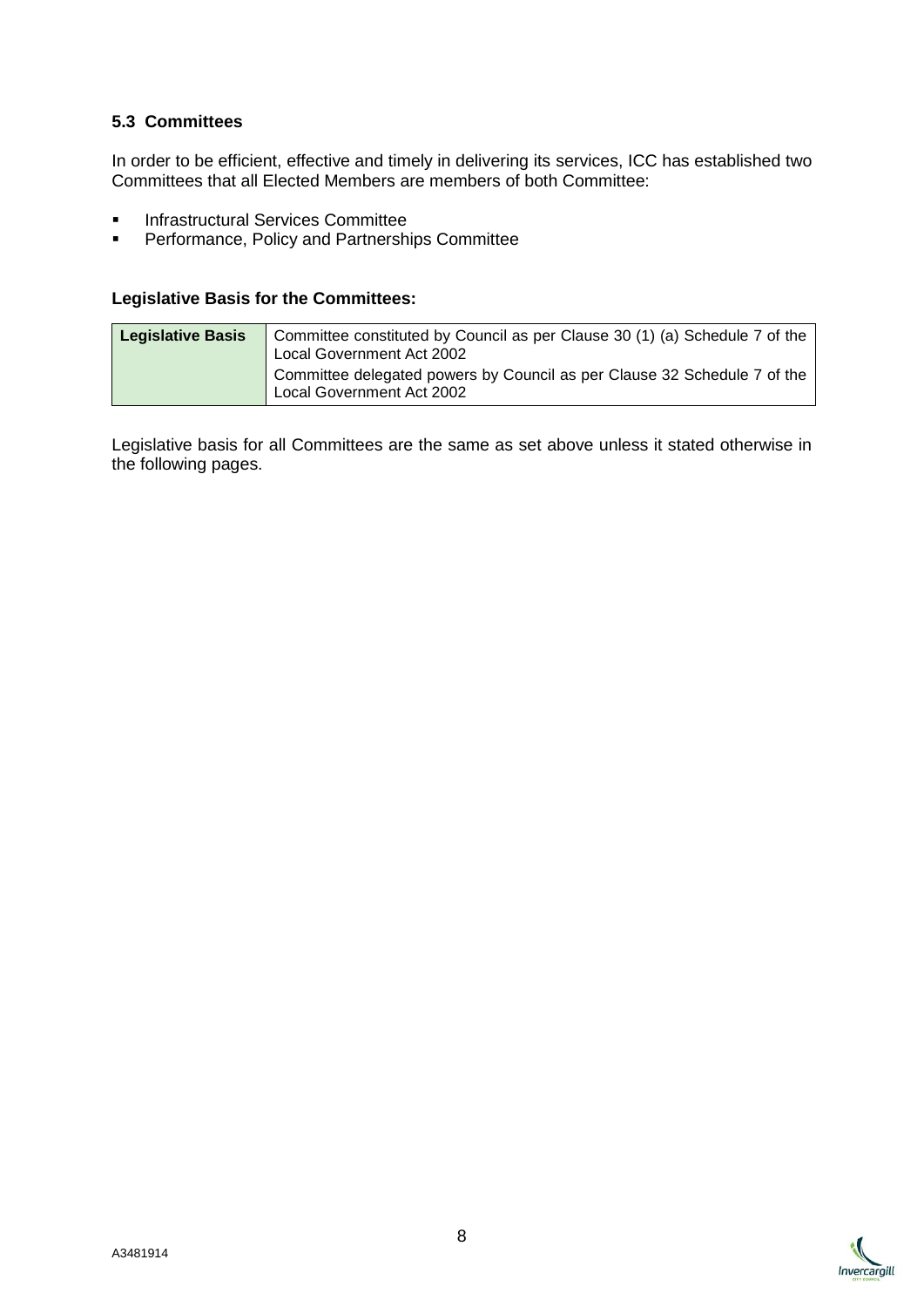### 5.3 Committees

In order to be efficient, effective and timely in delivering its services, ICC has established two Committees that all Elected Members are members of both Committee:

- Infrastructural Services Committee
- Performance, Policy and Partnerships Committee

#### Legislative Basis for the Committees:

| **Legislative Basis** | Committee constituted by Council as per Clause 30 (1) (a) Schedule 7 of the Local Government Act 2002 |
|---|---|
| | Committee delegated powers by Council as per Clause 32 Schedule 7 of the Local Government Act 2002 |

Legislative basis for all Committees are the same as set above unless it stated otherwise in the following pages.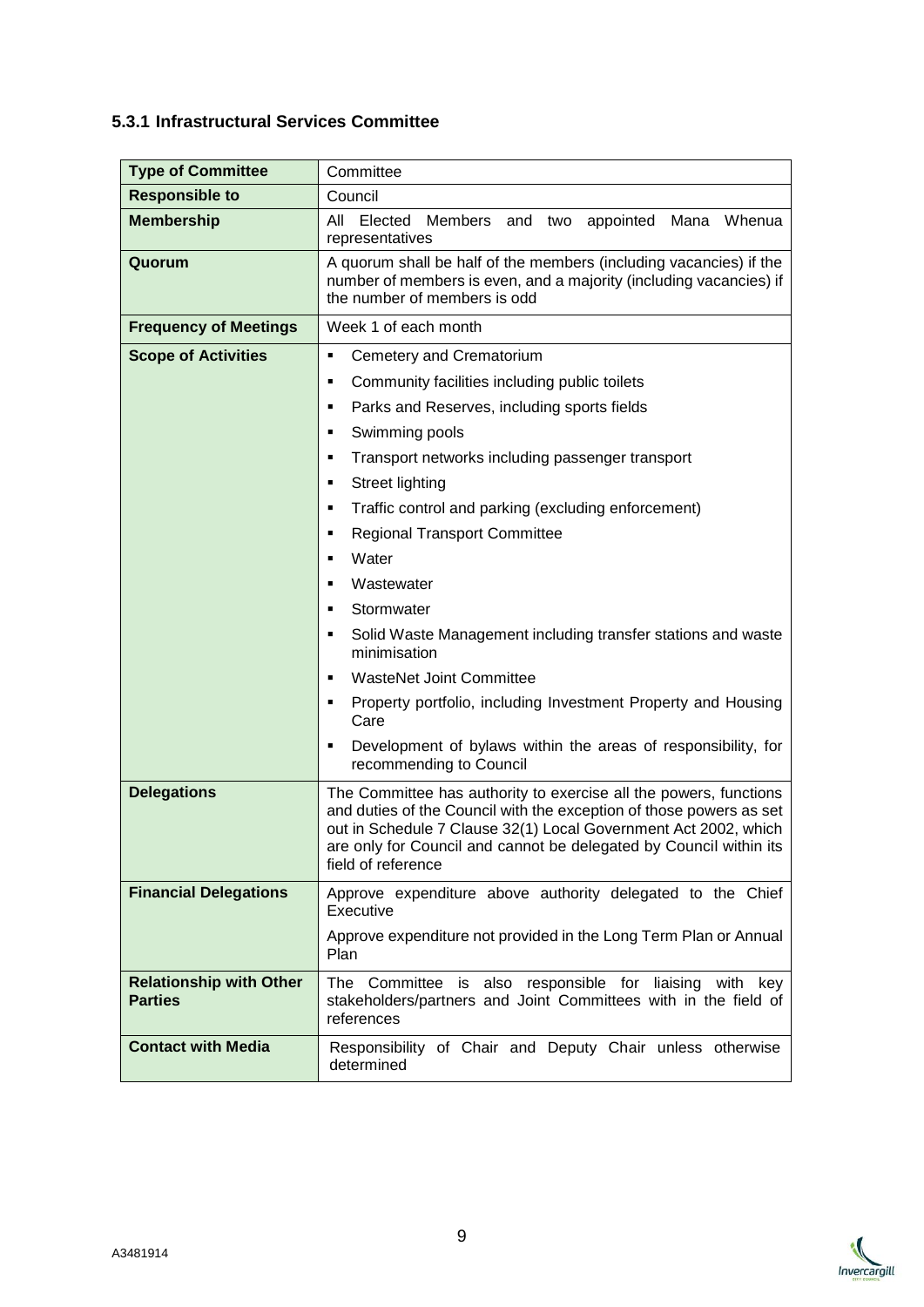### 5.3.1 Infrastructural Services Committee

| **Type of Committee** | Committee |
|---|---|
| **Responsible to** | Council |
| **Membership** | All Elected Members and two appointed Mana Whenua representatives |
| **Quorum** | A quorum shall be half of the members (including vacancies) if the number of members is even, and a majority (including vacancies) if the number of members is odd |
| **Frequency of Meetings** | Week 1 of each month |
| **Scope of Activities** | ▪ Cemetery and Crematorium<br>▪ Community facilities including public toilets<br>▪ Parks and Reserves, including sports fields<br>▪ Swimming pools<br>▪ Transport networks including passenger transport<br>▪ Street lighting<br>▪ Traffic control and parking (excluding enforcement)<br>▪ Regional Transport Committee<br>▪ Water<br>▪ Wastewater<br>▪ Stormwater<br>▪ Solid Waste Management including transfer stations and waste minimisation<br>▪ WasteNet Joint Committee<br>▪ Property portfolio, including Investment Property and Housing Care<br>▪ Development of bylaws within the areas of responsibility, for recommending to Council |
| **Delegations** | The Committee has authority to exercise all the powers, functions and duties of the Council with the exception of those powers as set out in Schedule 7 Clause 32(1) Local Government Act 2002, which are only for Council and cannot be delegated by Council within its field of reference |
| **Financial Delegations** | Approve expenditure above authority delegated to the Chief Executive<br><br>Approve expenditure not provided in the Long Term Plan or Annual Plan |
| **Relationship with Other Parties** | The Committee is also responsible for liaising with key stakeholders/partners and Joint Committees with in the field of references |
| **Contact with Media** | Responsibility of Chair and Deputy Chair unless otherwise determined |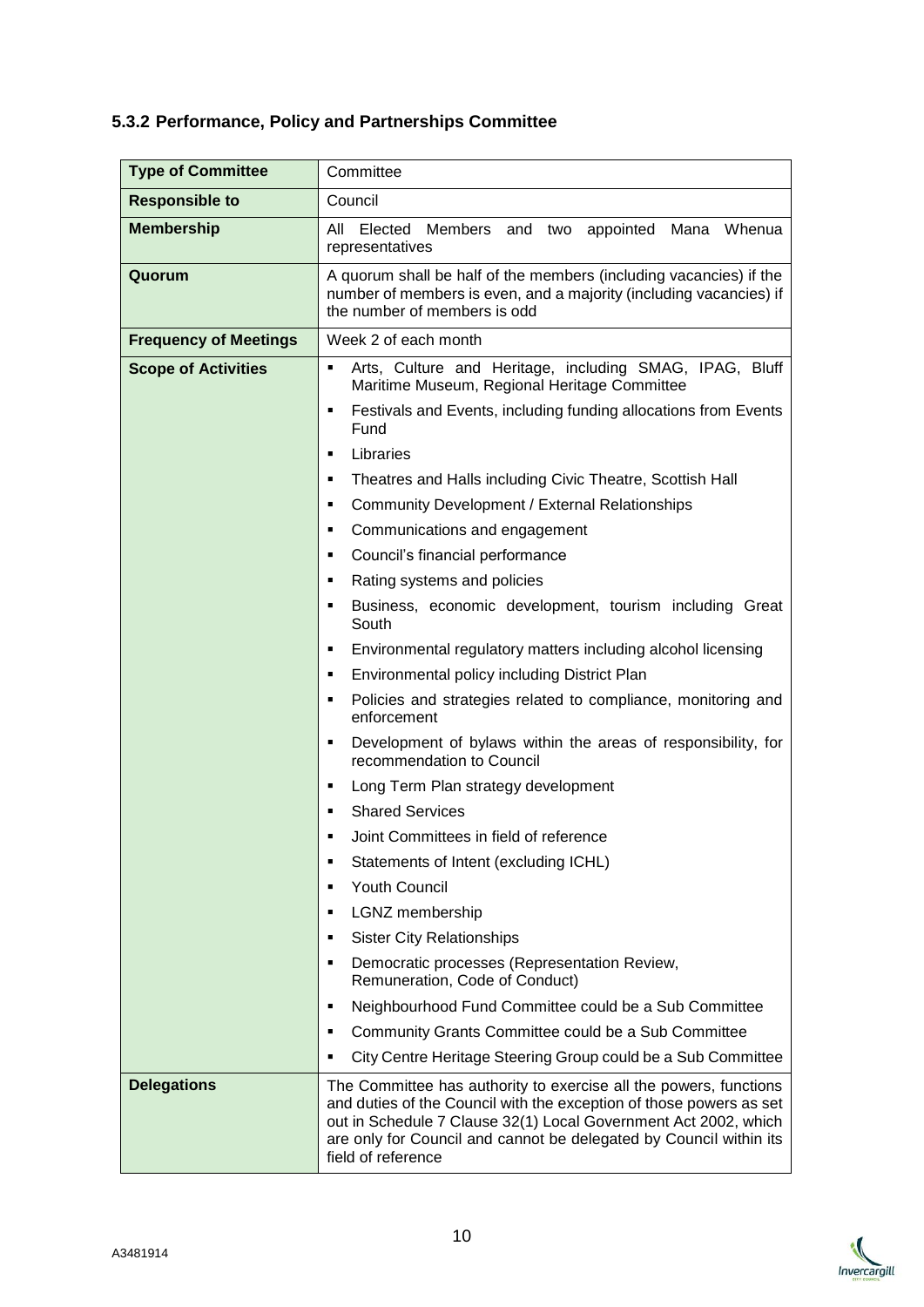### 5.3.2 Performance, Policy and Partnerships Committee

| **Type of Committee** | Committee |
|---|---|
| **Responsible to** | Council |
| **Membership** | All Elected Members and two appointed Mana Whenua representatives |
| **Quorum** | A quorum shall be half of the members (including vacancies) if the number of members is even, and a majority (including vacancies) if the number of members is odd |
| **Frequency of Meetings** | Week 2 of each month |
| **Scope of Activities** | ▪ Arts, Culture and Heritage, including SMAG, IPAG, Bluff Maritime Museum, Regional Heritage Committee<br>▪ Festivals and Events, including funding allocations from Events Fund<br>▪ Libraries<br>▪ Theatres and Halls including Civic Theatre, Scottish Hall<br>▪ Community Development / External Relationships<br>▪ Communications and engagement<br>▪ Council's financial performance<br>▪ Rating systems and policies<br>▪ Business, economic development, tourism including Great South<br>▪ Environmental regulatory matters including alcohol licensing<br>▪ Environmental policy including District Plan<br>▪ Policies and strategies related to compliance, monitoring and enforcement<br>▪ Development of bylaws within the areas of responsibility, for recommendation to Council<br>▪ Long Term Plan strategy development<br>▪ Shared Services<br>▪ Joint Committees in field of reference<br>▪ Statements of Intent (excluding ICHL)<br>▪ Youth Council<br>▪ LGNZ membership<br>▪ Sister City Relationships<br>▪ Democratic processes (Representation Review, Remuneration, Code of Conduct)<br>▪ Neighbourhood Fund Committee could be a Sub Committee<br>▪ Community Grants Committee could be a Sub Committee<br>▪ City Centre Heritage Steering Group could be a Sub Committee |
| **Delegations** | The Committee has authority to exercise all the powers, functions and duties of the Council with the exception of those powers as set out in Schedule 7 Clause 32(1) Local Government Act 2002, which are only for Council and cannot be delegated by Council within its field of reference |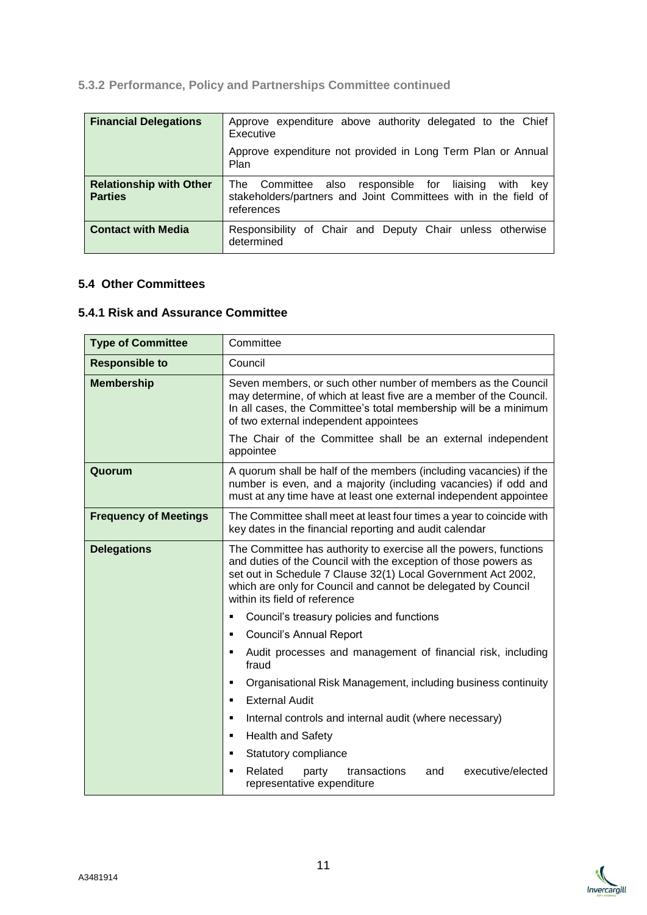### 5.3.2 Performance, Policy and Partnerships Committee continued

| | |
|---|---|
| **Financial Delegations** | Approve expenditure above authority delegated to the Chief Executive<br><br>Approve expenditure not provided in Long Term Plan or Annual Plan |
| **Relationship with Other Parties** | The Committee also responsible for liaising with key stakeholders/partners and Joint Committees with in the field of references |
| **Contact with Media** | Responsibility of Chair and Deputy Chair unless otherwise determined |

## 5.4 Other Committees

### 5.4.1 Risk and Assurance Committee

| | |
|---|---|
| **Type of Committee** | Committee |
| **Responsible to** | Council |
| **Membership** | Seven members, or such other number of members as the Council may determine, of which at least five are a member of the Council. In all cases, the Committee's total membership will be a minimum of two external independent appointees<br><br>The Chair of the Committee shall be an external independent appointee |
| **Quorum** | A quorum shall be half of the members (including vacancies) if the number is even, and a majority (including vacancies) if odd and must at any time have at least one external independent appointee |
| **Frequency of Meetings** | The Committee shall meet at least four times a year to coincide with key dates in the financial reporting and audit calendar |
| **Delegations** | The Committee has authority to exercise all the powers, functions and duties of the Council with the exception of those powers as set out in Schedule 7 Clause 32(1) Local Government Act 2002, which are only for Council and cannot be delegated by Council within its field of reference<br><br>▪ Council's treasury policies and functions<br>▪ Council's Annual Report<br>▪ Audit processes and management of financial risk, including fraud<br>▪ Organisational Risk Management, including business continuity<br>▪ External Audit<br>▪ Internal controls and internal audit (where necessary)<br>▪ Health and Safety<br>▪ Statutory compliance<br>▪ Related party transactions and executive/elected representative expenditure |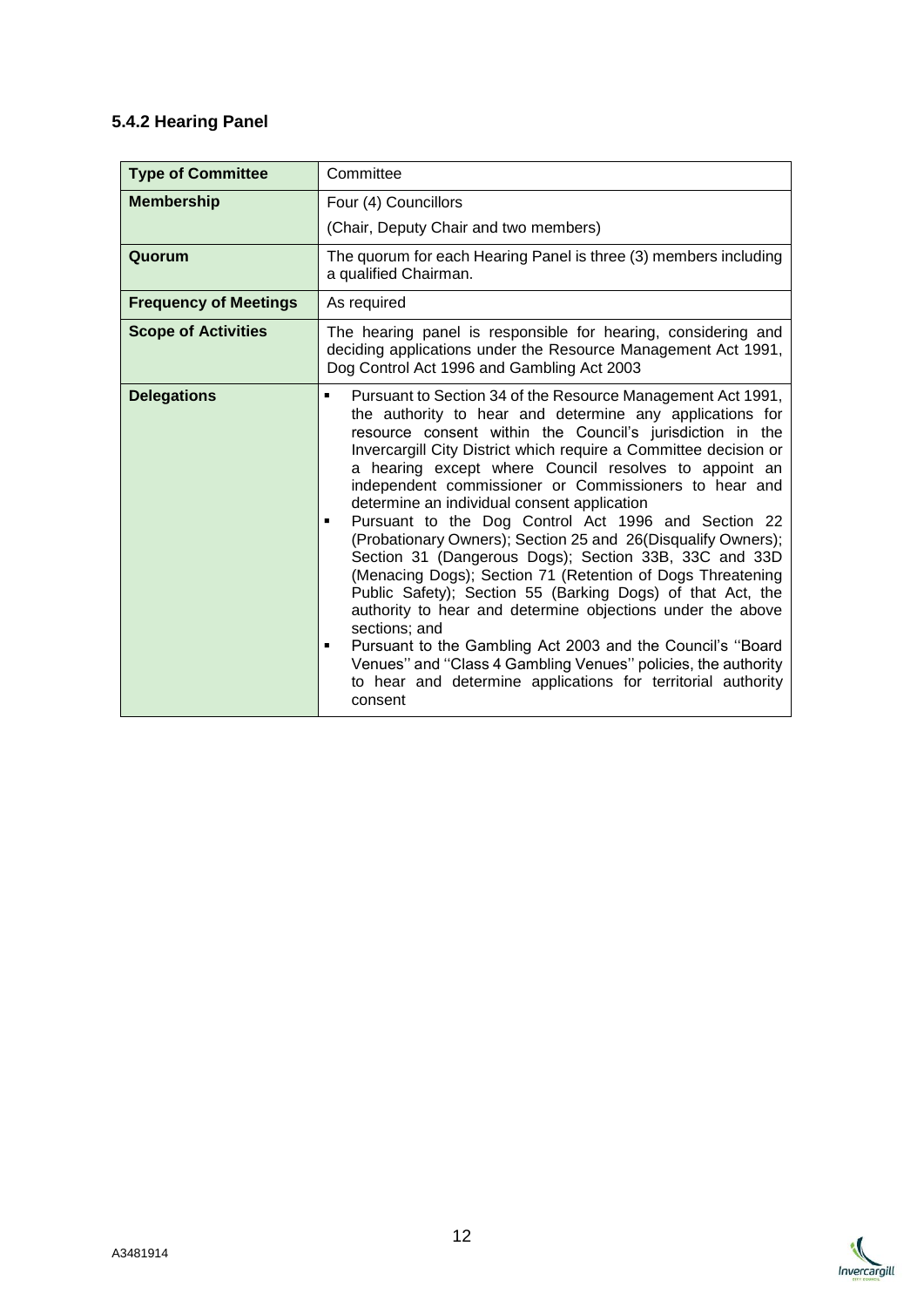### 5.4.2 Hearing Panel

| **Type of Committee** | Committee |
|---|---|
| **Membership** | Four (4) Councillors<br>(Chair, Deputy Chair and two members) |
| **Quorum** | The quorum for each Hearing Panel is three (3) members including a qualified Chairman. |
| **Frequency of Meetings** | As required |
| **Scope of Activities** | The hearing panel is responsible for hearing, considering and deciding applications under the Resource Management Act 1991, Dog Control Act 1996 and Gambling Act 2003 |
| **Delegations** | ▪ Pursuant to Section 34 of the Resource Management Act 1991, the authority to hear and determine any applications for resource consent within the Council's jurisdiction in the Invercargill City District which require a Committee decision or a hearing except where Council resolves to appoint an independent commissioner or Commissioners to hear and determine an individual consent application<br>▪ Pursuant to the Dog Control Act 1996 and Section 22 (Probationary Owners); Section 25 and 26(Disqualify Owners); Section 31 (Dangerous Dogs); Section 33B, 33C and 33D (Menacing Dogs); Section 71 (Retention of Dogs Threatening Public Safety); Section 55 (Barking Dogs) of that Act, the authority to hear and determine objections under the above sections; and<br>▪ Pursuant to the Gambling Act 2003 and the Council's ''Board Venues'' and ''Class 4 Gambling Venues'' policies, the authority to hear and determine applications for territorial authority consent |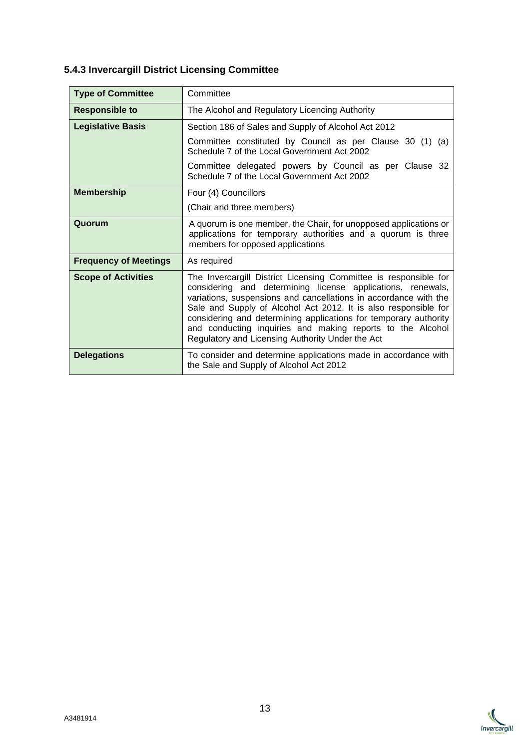### 5.4.3 Invercargill District Licensing Committee

| **Type of Committee** | Committee |
|---|---|
| **Responsible to** | The Alcohol and Regulatory Licencing Authority |
| **Legislative Basis** | Section 186 of Sales and Supply of Alcohol Act 2012<br><br>Committee constituted by Council as per Clause 30 (1) (a) Schedule 7 of the Local Government Act 2002<br><br>Committee delegated powers by Council as per Clause 32 Schedule 7 of the Local Government Act 2002 |
| **Membership** | Four (4) Councillors<br><br>(Chair and three members) |
| **Quorum** | A quorum is one member, the Chair, for unopposed applications or applications for temporary authorities and a quorum is three members for opposed applications |
| **Frequency of Meetings** | As required |
| **Scope of Activities** | The Invercargill District Licensing Committee is responsible for considering and determining license applications, renewals, variations, suspensions and cancellations in accordance with the Sale and Supply of Alcohol Act 2012. It is also responsible for considering and determining applications for temporary authority and conducting inquiries and making reports to the Alcohol Regulatory and Licensing Authority Under the Act |
| **Delegations** | To consider and determine applications made in accordance with the Sale and Supply of Alcohol Act 2012 |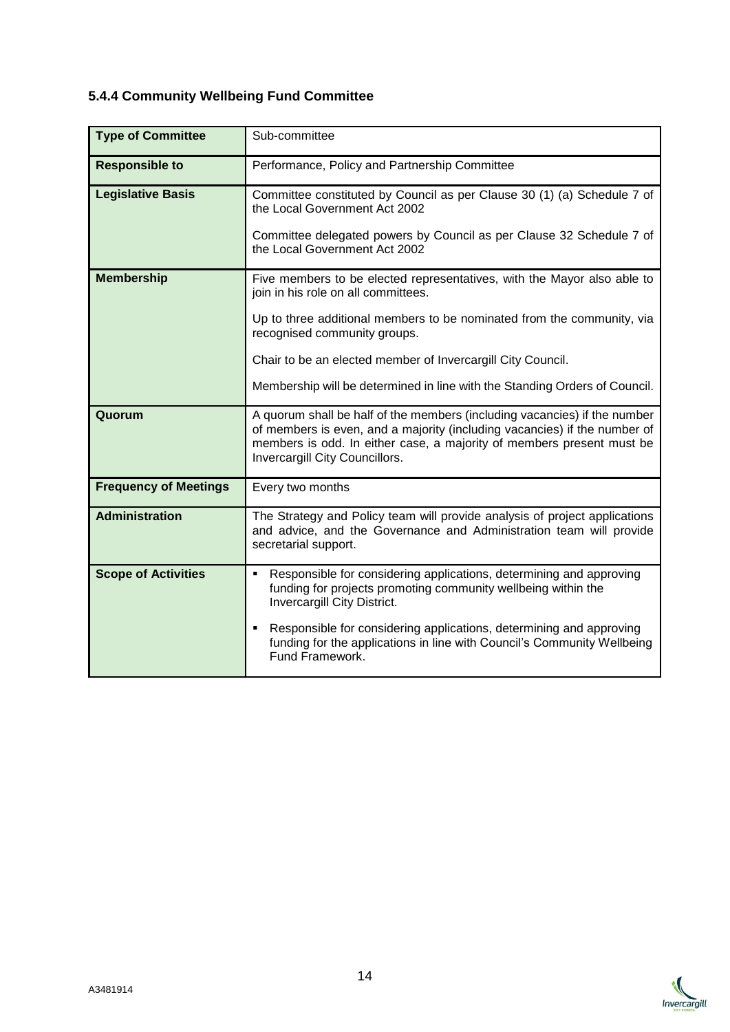### 5.4.4 Community Wellbeing Fund Committee

| | |
|---|---|
| **Type of Committee** | Sub-committee |
| **Responsible to** | Performance, Policy and Partnership Committee |
| **Legislative Basis** | Committee constituted by Council as per Clause 30 (1) (a) Schedule 7 of the Local Government Act 2002<br><br>Committee delegated powers by Council as per Clause 32 Schedule 7 of the Local Government Act 2002 |
| **Membership** | Five members to be elected representatives, with the Mayor also able to join in his role on all committees.<br><br>Up to three additional members to be nominated from the community, via recognised community groups.<br><br>Chair to be an elected member of Invercargill City Council.<br><br>Membership will be determined in line with the Standing Orders of Council. |
| **Quorum** | A quorum shall be half of the members (including vacancies) if the number of members is even, and a majority (including vacancies) if the number of members is odd. In either case, a majority of members present must be Invercargill City Councillors. |
| **Frequency of Meetings** | Every two months |
| **Administration** | The Strategy and Policy team will provide analysis of project applications and advice, and the Governance and Administration team will provide secretarial support. |
| **Scope of Activities** | ▪ Responsible for considering applications, determining and approving funding for projects promoting community wellbeing within the Invercargill City District.<br><br>▪ Responsible for considering applications, determining and approving funding for the applications in line with Council's Community Wellbeing Fund Framework. |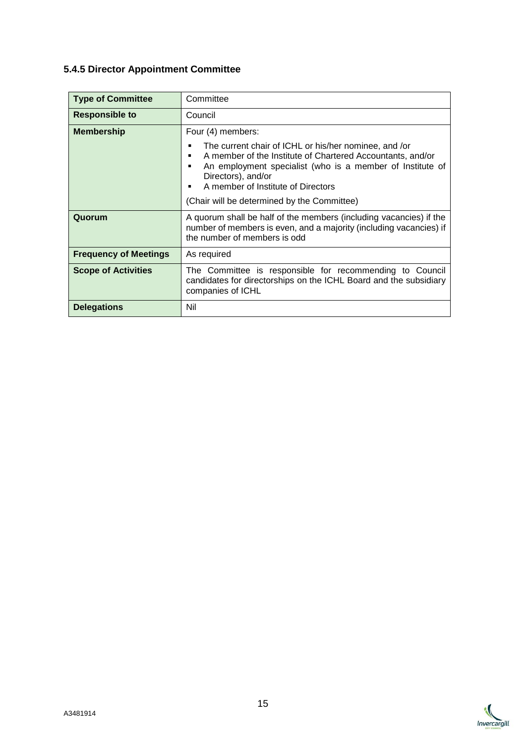### 5.4.5 Director Appointment Committee

| **Type of Committee** | Committee |
|---|---|
| **Responsible to** | Council |
| **Membership** | Four (4) members:<br>▪ The current chair of ICHL or his/her nominee, and /or<br>▪ A member of the Institute of Chartered Accountants, and/or<br>▪ An employment specialist (who is a member of Institute of Directors), and/or<br>▪ A member of Institute of Directors<br><br>(Chair will be determined by the Committee) |
| **Quorum** | A quorum shall be half of the members (including vacancies) if the number of members is even, and a majority (including vacancies) if the number of members is odd |
| **Frequency of Meetings** | As required |
| **Scope of Activities** | The Committee is responsible for recommending to Council candidates for directorships on the ICHL Board and the subsidiary companies of ICHL |
| **Delegations** | Nil |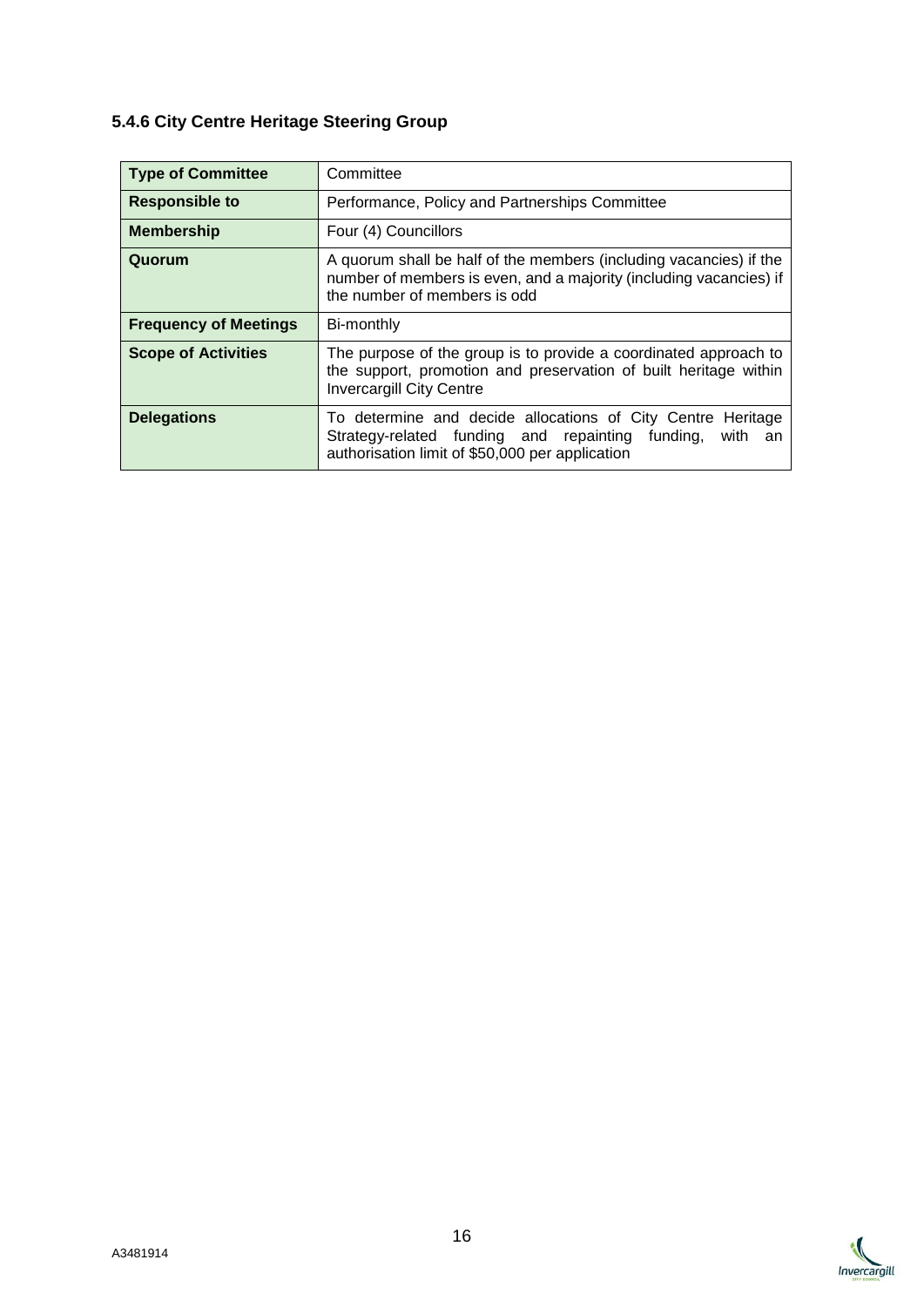### 5.4.6 City Centre Heritage Steering Group

| **Type of Committee** | Committee |
|---|---|
| **Responsible to** | Performance, Policy and Partnerships Committee |
| **Membership** | Four (4) Councillors |
| **Quorum** | A quorum shall be half of the members (including vacancies) if the number of members is even, and a majority (including vacancies) if the number of members is odd |
| **Frequency of Meetings** | Bi-monthly |
| **Scope of Activities** | The purpose of the group is to provide a coordinated approach to the support, promotion and preservation of built heritage within Invercargill City Centre |
| **Delegations** | To determine and decide allocations of City Centre Heritage Strategy-related funding and repainting funding, with an authorisation limit of $50,000 per application |

A3481914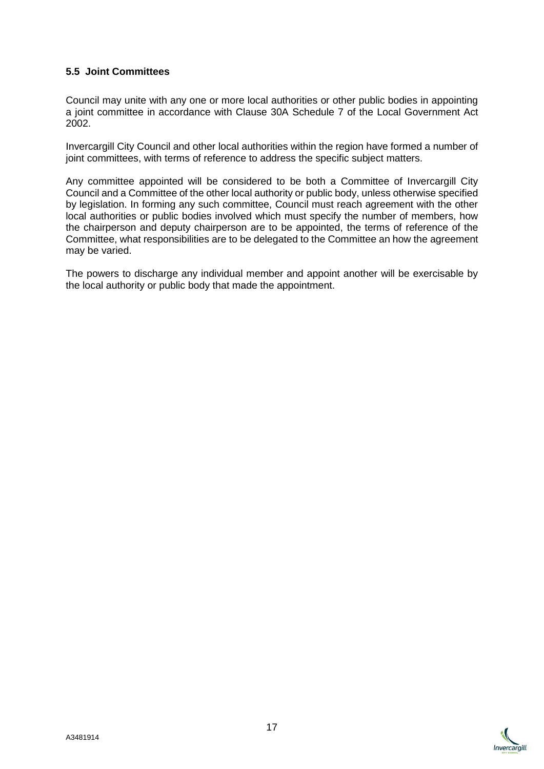### 5.5 Joint Committees

Council may unite with any one or more local authorities or other public bodies in appointing a joint committee in accordance with Clause 30A Schedule 7 of the Local Government Act 2002.

Invercargill City Council and other local authorities within the region have formed a number of joint committees, with terms of reference to address the specific subject matters.

Any committee appointed will be considered to be both a Committee of Invercargill City Council and a Committee of the other local authority or public body, unless otherwise specified by legislation. In forming any such committee, Council must reach agreement with the other local authorities or public bodies involved which must specify the number of members, how the chairperson and deputy chairperson are to be appointed, the terms of reference of the Committee, what responsibilities are to be delegated to the Committee an how the agreement may be varied.

The powers to discharge any individual member and appoint another will be exercisable by the local authority or public body that made the appointment.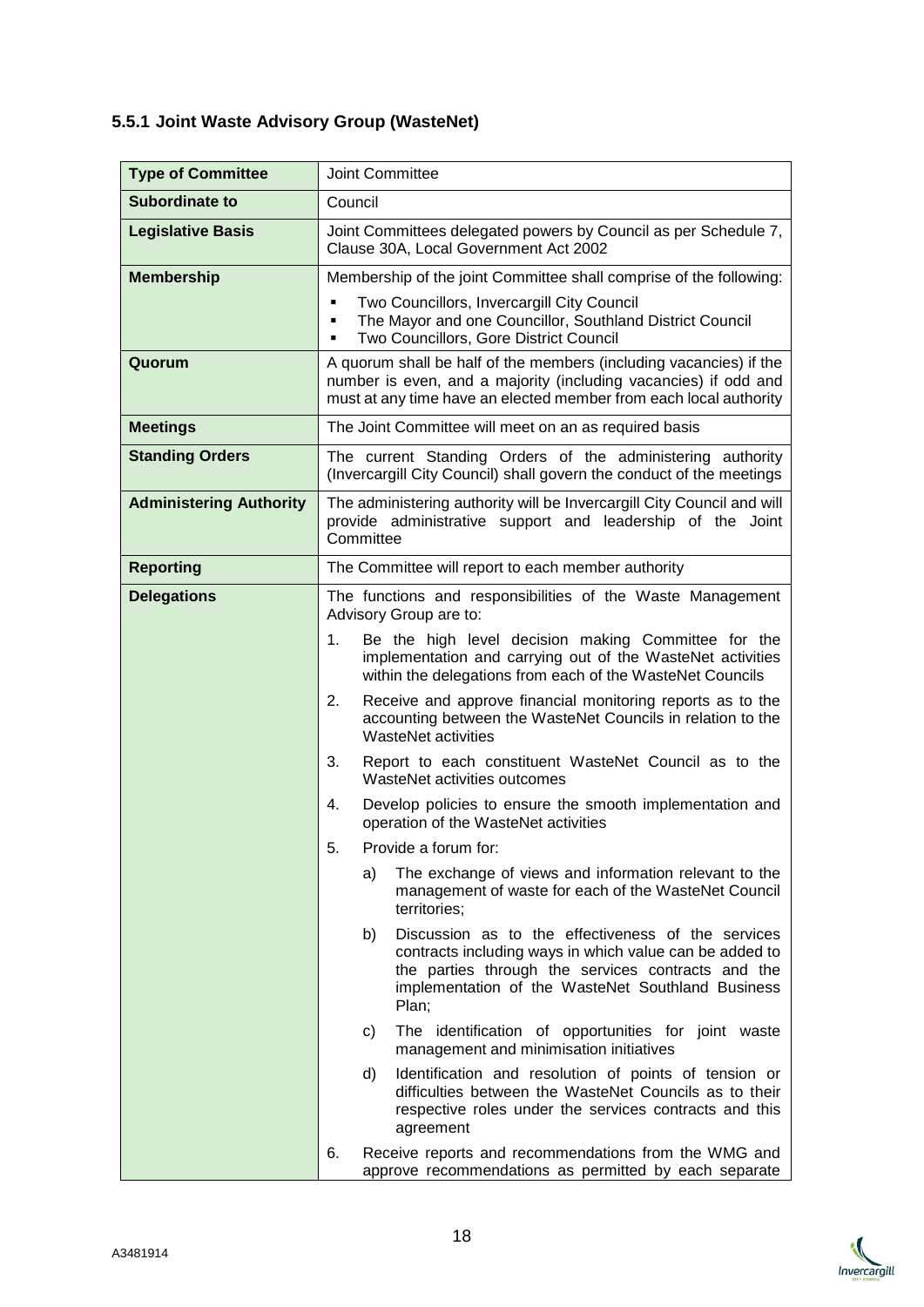### 5.5.1 Joint Waste Advisory Group (WasteNet)

| | |
|---|---|
| **Type of Committee** | Joint Committee |
| **Subordinate to** | Council |
| **Legislative Basis** | Joint Committees delegated powers by Council as per Schedule 7, Clause 30A, Local Government Act 2002 |
| **Membership** | Membership of the joint Committee shall comprise of the following:<br>▪ Two Councillors, Invercargill City Council<br>▪ The Mayor and one Councillor, Southland District Council<br>▪ Two Councillors, Gore District Council |
| **Quorum** | A quorum shall be half of the members (including vacancies) if the number is even, and a majority (including vacancies) if odd and must at any time have an elected member from each local authority |
| **Meetings** | The Joint Committee will meet on an as required basis |
| **Standing Orders** | The current Standing Orders of the administering authority (Invercargill City Council) shall govern the conduct of the meetings |
| **Administering Authority** | The administering authority will be Invercargill City Council and will provide administrative support and leadership of the Joint Committee |
| **Reporting** | The Committee will report to each member authority |
| **Delegations** | The functions and responsibilities of the Waste Management Advisory Group are to:<br>1. Be the high level decision making Committee for the implementation and carrying out of the WasteNet activities within the delegations from each of the WasteNet Councils<br>2. Receive and approve financial monitoring reports as to the accounting between the WasteNet Councils in relation to the WasteNet activities<br>3. Report to each constituent WasteNet Council as to the WasteNet activities outcomes<br>4. Develop policies to ensure the smooth implementation and operation of the WasteNet activities<br>5. Provide a forum for:<br>a) The exchange of views and information relevant to the management of waste for each of the WasteNet Council territories;<br>b) Discussion as to the effectiveness of the services contracts including ways in which value can be added to the parties through the services contracts and the implementation of the WasteNet Southland Business Plan;<br>c) The identification of opportunities for joint waste management and minimisation initiatives<br>d) Identification and resolution of points of tension or difficulties between the WasteNet Councils as to their respective roles under the services contracts and this agreement<br>6. Receive reports and recommendations from the WMG and approve recommendations as permitted by each separate |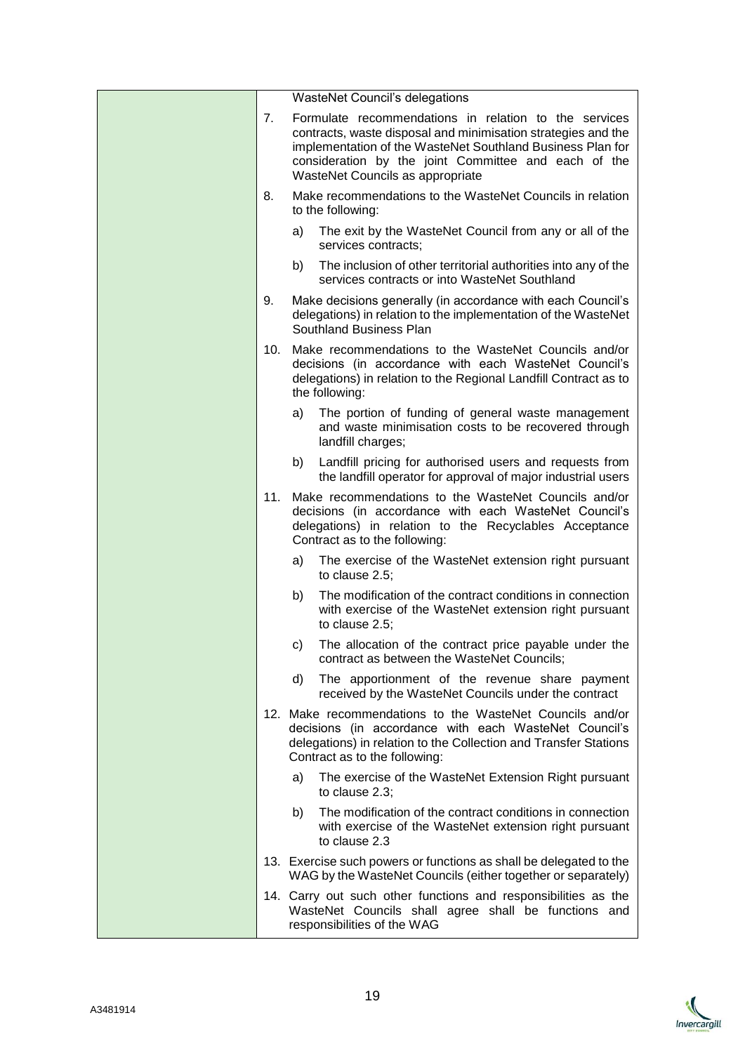| | WasteNet Council's delegations<br><br>7. Formulate recommendations in relation to the services contracts, waste disposal and minimisation strategies and the implementation of the WasteNet Southland Business Plan for consideration by the joint Committee and each of the WasteNet Councils as appropriate<br><br>8. Make recommendations to the WasteNet Councils in relation to the following:<br>a) The exit by the WasteNet Council from any or all of the services contracts;<br>b) The inclusion of other territorial authorities into any of the services contracts or into WasteNet Southland<br><br>9. Make decisions generally (in accordance with each Council's delegations) in relation to the implementation of the WasteNet Southland Business Plan<br><br>10. Make recommendations to the WasteNet Councils and/or decisions (in accordance with each WasteNet Council's delegations) in relation to the Regional Landfill Contract as to the following:<br>a) The portion of funding of general waste management and waste minimisation costs to be recovered through landfill charges;<br>b) Landfill pricing for authorised users and requests from the landfill operator for approval of major industrial users<br><br>11. Make recommendations to the WasteNet Councils and/or decisions (in accordance with each WasteNet Council's delegations) in relation to the Recyclables Acceptance Contract as to the following:<br>a) The exercise of the WasteNet extension right pursuant to clause 2.5;<br>b) The modification of the contract conditions in connection with exercise of the WasteNet extension right pursuant to clause 2.5;<br>c) The allocation of the contract price payable under the contract as between the WasteNet Councils;<br>d) The apportionment of the revenue share payment received by the WasteNet Councils under the contract<br><br>12. Make recommendations to the WasteNet Councils and/or decisions (in accordance with each WasteNet Council's delegations) in relation to the Collection and Transfer Stations Contract as to the following:<br>a) The exercise of the WasteNet Extension Right pursuant to clause 2.3;<br>b) The modification of the contract conditions in connection with exercise of the WasteNet extension right pursuant to clause 2.3<br><br>13. Exercise such powers or functions as shall be delegated to the WAG by the WasteNet Councils (either together or separately)<br><br>14. Carry out such other functions and responsibilities as the WasteNet Councils shall agree shall be functions and responsibilities of the WAG |
|---|---|

A3481914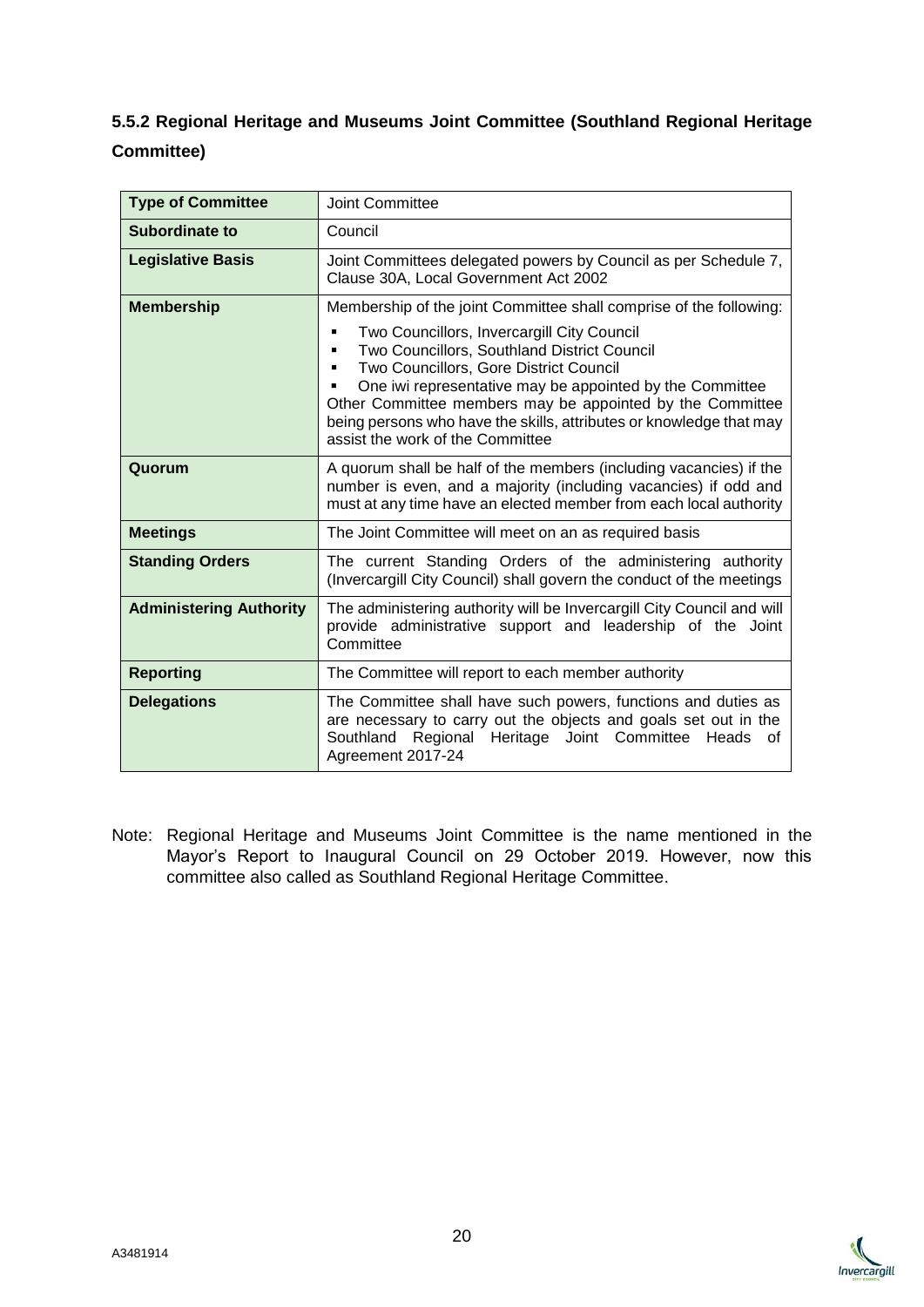### 5.5.2 Regional Heritage and Museums Joint Committee (Southland Regional Heritage Committee)

| **Type of Committee** | Joint Committee |
|---|---|
| **Subordinate to** | Council |
| **Legislative Basis** | Joint Committees delegated powers by Council as per Schedule 7, Clause 30A, Local Government Act 2002 |
| **Membership** | Membership of the joint Committee shall comprise of the following:<br>▪ Two Councillors, Invercargill City Council<br>▪ Two Councillors, Southland District Council<br>▪ Two Councillors, Gore District Council<br>▪ One iwi representative may be appointed by the Committee<br>Other Committee members may be appointed by the Committee being persons who have the skills, attributes or knowledge that may assist the work of the Committee |
| **Quorum** | A quorum shall be half of the members (including vacancies) if the number is even, and a majority (including vacancies) if odd and must at any time have an elected member from each local authority |
| **Meetings** | The Joint Committee will meet on an as required basis |
| **Standing Orders** | The current Standing Orders of the administering authority (Invercargill City Council) shall govern the conduct of the meetings |
| **Administering Authority** | The administering authority will be Invercargill City Council and will provide administrative support and leadership of the Joint Committee |
| **Reporting** | The Committee will report to each member authority |
| **Delegations** | The Committee shall have such powers, functions and duties as are necessary to carry out the objects and goals set out in the Southland Regional Heritage Joint Committee Heads of Agreement 2017-24 |

Note: Regional Heritage and Museums Joint Committee is the name mentioned in the Mayor's Report to Inaugural Council on 29 October 2019. However, now this committee also called as Southland Regional Heritage Committee.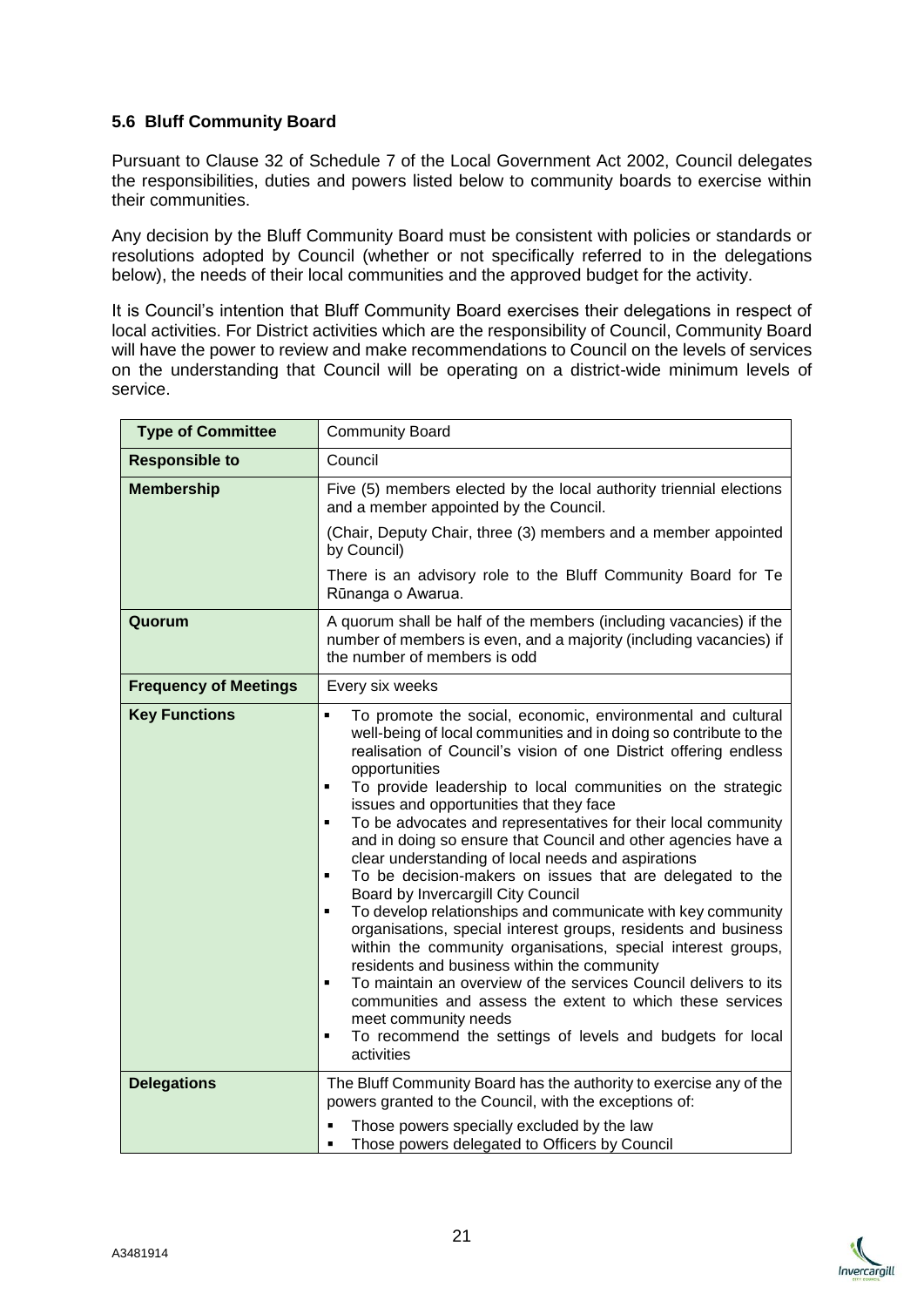### 5.6 Bluff Community Board

Pursuant to Clause 32 of Schedule 7 of the Local Government Act 2002, Council delegates the responsibilities, duties and powers listed below to community boards to exercise within their communities.

Any decision by the Bluff Community Board must be consistent with policies or standards or resolutions adopted by Council (whether or not specifically referred to in the delegations below), the needs of their local communities and the approved budget for the activity.

It is Council's intention that Bluff Community Board exercises their delegations in respect of local activities. For District activities which are the responsibility of Council, Community Board will have the power to review and make recommendations to Council on the levels of services on the understanding that Council will be operating on a district-wide minimum levels of service.

| **Type of Committee** | Community Board |
|---|---|
| **Responsible to** | Council |
| **Membership** | Five (5) members elected by the local authority triennial elections and a member appointed by the Council.<br><br>(Chair, Deputy Chair, three (3) members and a member appointed by Council)<br><br>There is an advisory role to the Bluff Community Board for Te Rūnanga o Awarua. |
| **Quorum** | A quorum shall be half of the members (including vacancies) if the number of members is even, and a majority (including vacancies) if the number of members is odd |
| **Frequency of Meetings** | Every six weeks |
| **Key Functions** | ▪ To promote the social, economic, environmental and cultural well-being of local communities and in doing so contribute to the realisation of Council's vision of one District offering endless opportunities<br>▪ To provide leadership to local communities on the strategic issues and opportunities that they face<br>▪ To be advocates and representatives for their local community and in doing so ensure that Council and other agencies have a clear understanding of local needs and aspirations<br>▪ To be decision-makers on issues that are delegated to the Board by Invercargill City Council<br>▪ To develop relationships and communicate with key community organisations, special interest groups, residents and business within the community organisations, special interest groups, residents and business within the community<br>▪ To maintain an overview of the services Council delivers to its communities and assess the extent to which these services meet community needs<br>▪ To recommend the settings of levels and budgets for local activities |
| **Delegations** | The Bluff Community Board has the authority to exercise any of the powers granted to the Council, with the exceptions of:<br><br>▪ Those powers specially excluded by the law<br>▪ Those powers delegated to Officers by Council |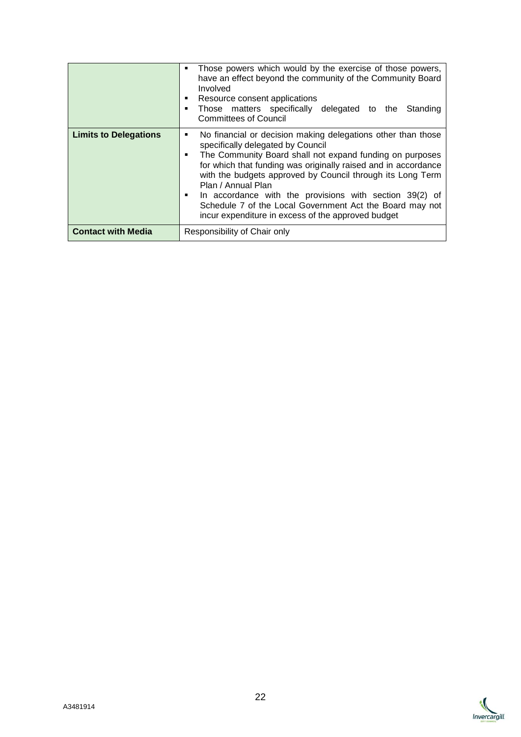| | |
|---|---|
| | ▪ Those powers which would by the exercise of those powers, have an effect beyond the community of the Community Board Involved<br>▪ Resource consent applications<br>▪ Those matters specifically delegated to the Standing Committees of Council |
| **Limits to Delegations** | ▪ No financial or decision making delegations other than those specifically delegated by Council<br>▪ The Community Board shall not expand funding on purposes for which that funding was originally raised and in accordance with the budgets approved by Council through its Long Term Plan / Annual Plan<br>▪ In accordance with the provisions with section 39(2) of Schedule 7 of the Local Government Act the Board may not incur expenditure in excess of the approved budget |
| **Contact with Media** | Responsibility of Chair only |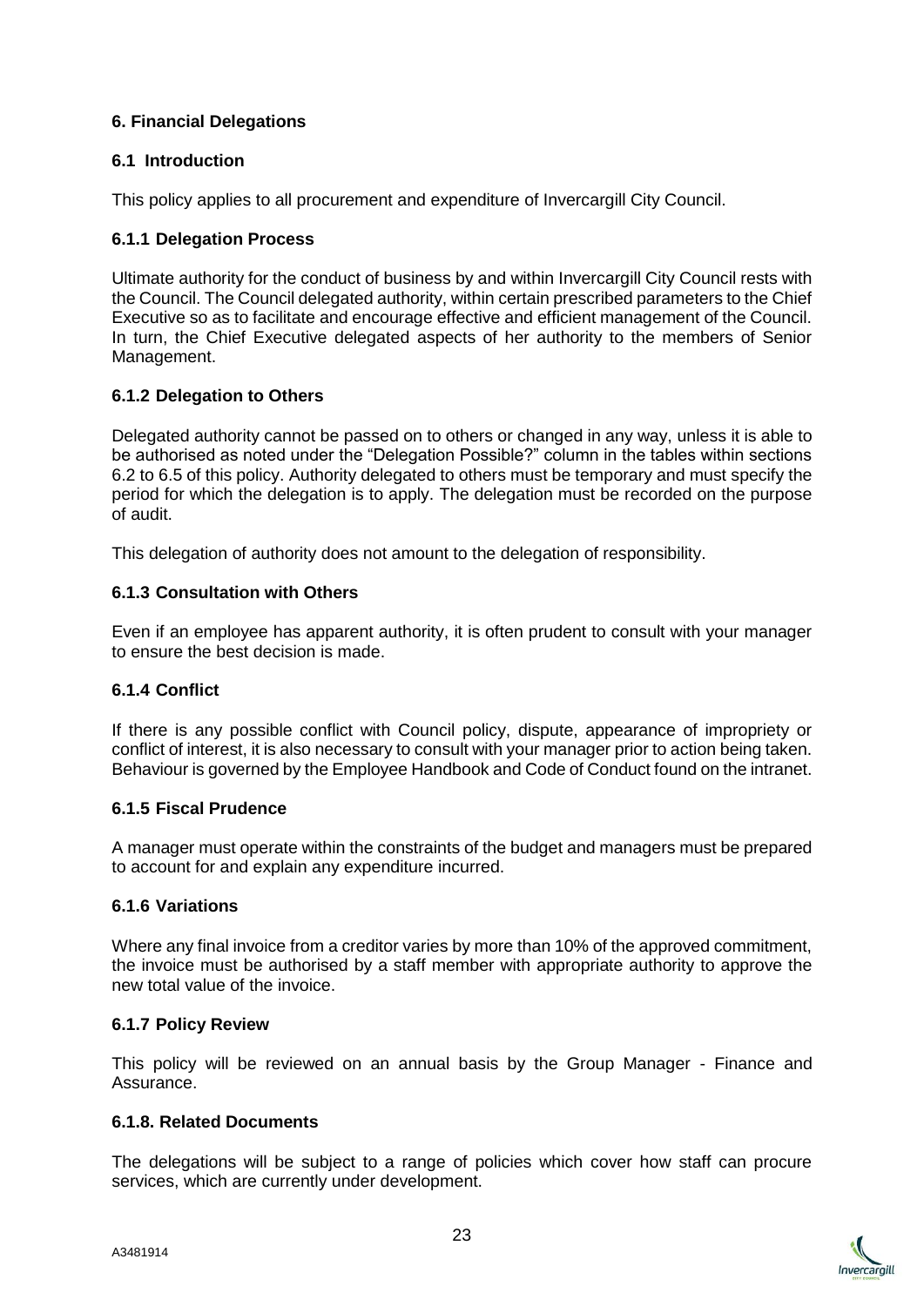## 6. Financial Delegations

### 6.1 Introduction

This policy applies to all procurement and expenditure of Invercargill City Council.

#### 6.1.1 Delegation Process

Ultimate authority for the conduct of business by and within Invercargill City Council rests with the Council. The Council delegated authority, within certain prescribed parameters to the Chief Executive so as to facilitate and encourage effective and efficient management of the Council. In turn, the Chief Executive delegated aspects of her authority to the members of Senior Management.

#### 6.1.2 Delegation to Others

Delegated authority cannot be passed on to others or changed in any way, unless it is able to be authorised as noted under the "Delegation Possible?" column in the tables within sections 6.2 to 6.5 of this policy. Authority delegated to others must be temporary and must specify the period for which the delegation is to apply. The delegation must be recorded on the purpose of audit.

This delegation of authority does not amount to the delegation of responsibility.

#### 6.1.3 Consultation with Others

Even if an employee has apparent authority, it is often prudent to consult with your manager to ensure the best decision is made.

#### 6.1.4 Conflict

If there is any possible conflict with Council policy, dispute, appearance of impropriety or conflict of interest, it is also necessary to consult with your manager prior to action being taken. Behaviour is governed by the Employee Handbook and Code of Conduct found on the intranet.

#### 6.1.5 Fiscal Prudence

A manager must operate within the constraints of the budget and managers must be prepared to account for and explain any expenditure incurred.

#### 6.1.6 Variations

Where any final invoice from a creditor varies by more than 10% of the approved commitment, the invoice must be authorised by a staff member with appropriate authority to approve the new total value of the invoice.

#### 6.1.7 Policy Review

This policy will be reviewed on an annual basis by the Group Manager - Finance and Assurance.

#### 6.1.8. Related Documents

The delegations will be subject to a range of policies which cover how staff can procure services, which are currently under development.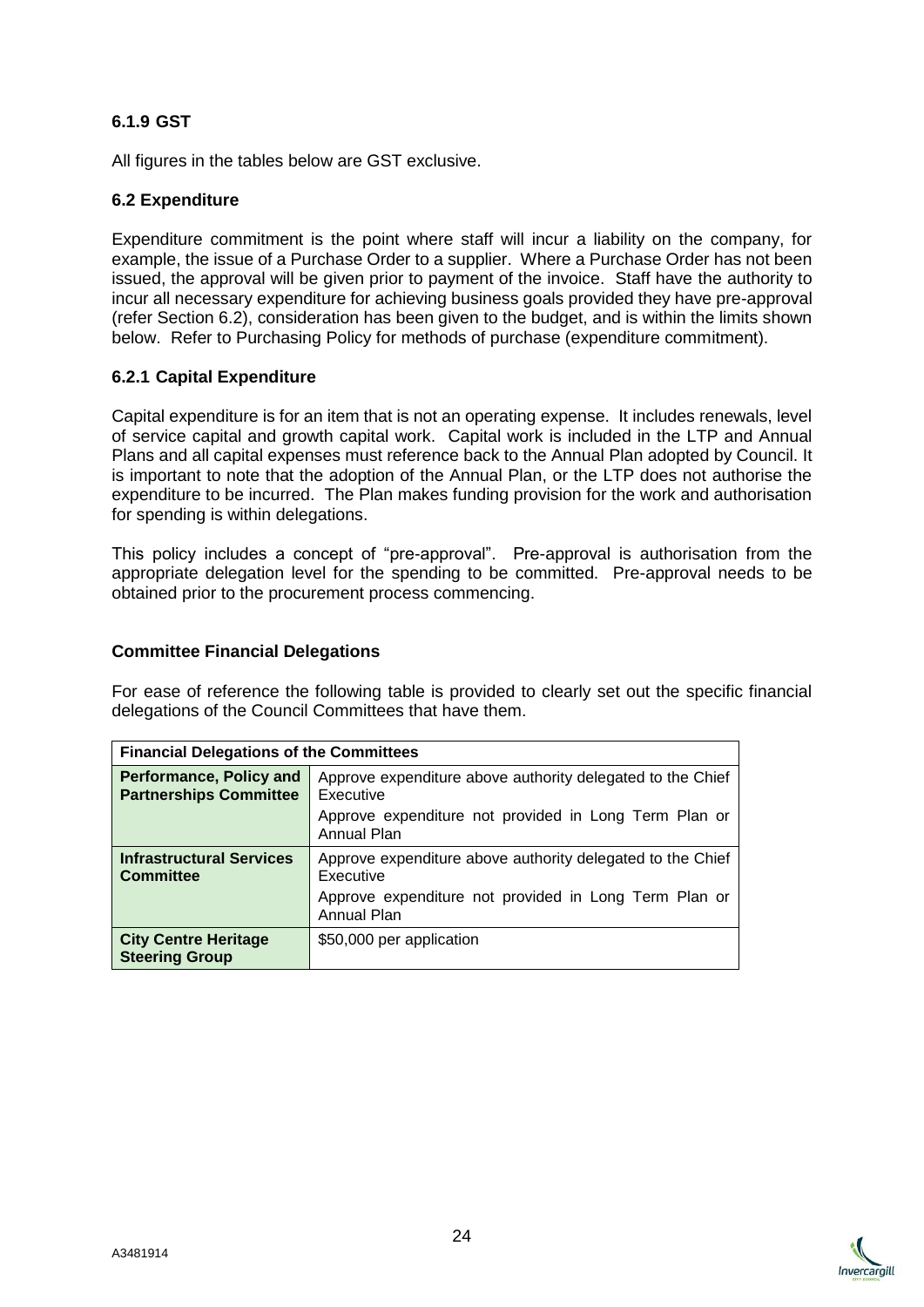#### 6.1.9 GST

All figures in the tables below are GST exclusive.

### 6.2 Expenditure

Expenditure commitment is the point where staff will incur a liability on the company, for example, the issue of a Purchase Order to a supplier. Where a Purchase Order has not been issued, the approval will be given prior to payment of the invoice. Staff have the authority to incur all necessary expenditure for achieving business goals provided they have pre-approval (refer Section 6.2), consideration has been given to the budget, and is within the limits shown below. Refer to Purchasing Policy for methods of purchase (expenditure commitment).

#### 6.2.1 Capital Expenditure

Capital expenditure is for an item that is not an operating expense. It includes renewals, level of service capital and growth capital work. Capital work is included in the LTP and Annual Plans and all capital expenses must reference back to the Annual Plan adopted by Council. It is important to note that the adoption of the Annual Plan, or the LTP does not authorise the expenditure to be incurred. The Plan makes funding provision for the work and authorisation for spending is within delegations.

This policy includes a concept of "pre-approval". Pre-approval is authorisation from the appropriate delegation level for the spending to be committed. Pre-approval needs to be obtained prior to the procurement process commencing.

**Committee Financial Delegations**

For ease of reference the following table is provided to clearly set out the specific financial delegations of the Council Committees that have them.

| Financial Delegations of the Committees | |
|---|---|
| **Performance, Policy and Partnerships Committee** | Approve expenditure above authority delegated to the Chief Executive<br>Approve expenditure not provided in Long Term Plan or Annual Plan |
| **Infrastructural Services Committee** | Approve expenditure above authority delegated to the Chief Executive<br>Approve expenditure not provided in Long Term Plan or Annual Plan |
| **City Centre Heritage Steering Group** | $50,000 per application |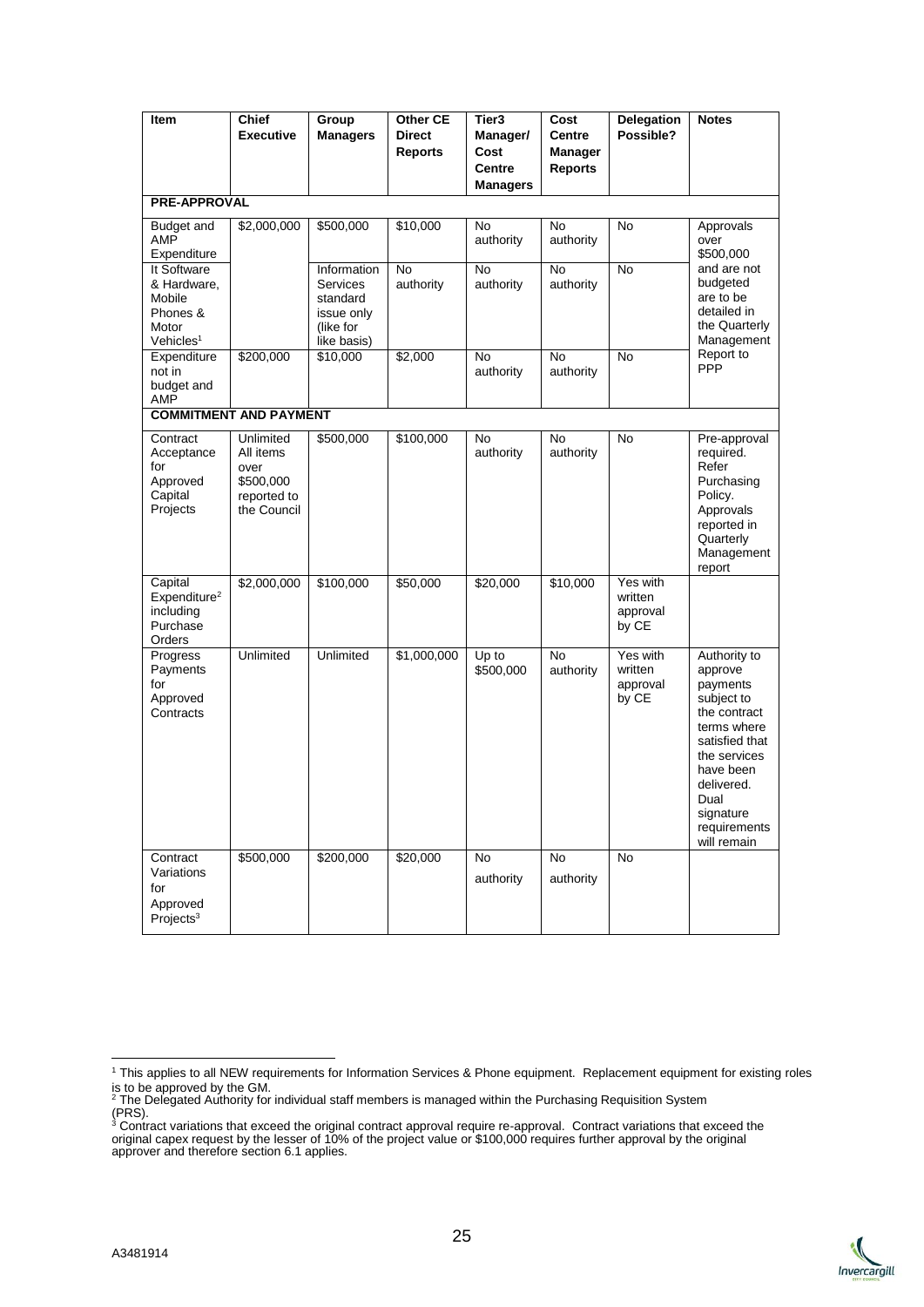| Item | Chief Executive | Group Managers | Other CE Direct Reports | Tier3 Manager/ Cost Centre Managers | Cost Centre Manager Reports | Delegation Possible? | Notes |
|---|---|---|---|---|---|---|---|
| **PRE-APPROVAL** | | | | | | | |
| Budget and AMP Expenditure | $2,000,000 | $500,000 | $10,000 | No authority | No authority | No | Approvals over $500,000 and are not budgeted are to be detailed in the Quarterly Management Report to PPP |
| It Software & Hardware, Mobile Phones & Motor Vehicles[1] | | Information Services standard issue only (like for like basis) | No authority | No authority | No authority | No | |
| Expenditure not in budget and AMP | $200,000 | $10,000 | $2,000 | No authority | No authority | No | |
| **COMMITMENT AND PAYMENT** | | | | | | | |
| Contract Acceptance for Approved Capital Projects | Unlimited All items over $500,000 reported to the Council | $500,000 | $100,000 | No authority | No authority | No | Pre-approval required. Refer Purchasing Policy. Approvals reported in Quarterly Management report |
| Capital Expenditure[2] including Purchase Orders | $2,000,000 | $100,000 | $50,000 | $20,000 | $10,000 | Yes with written approval by CE | |
| Progress Payments for Approved Contracts | Unlimited | Unlimited | $1,000,000 | Up to $500,000 | No authority | Yes with written approval by CE | Authority to approve payments subject to the contract terms where satisfied that the services have been delivered. Dual signature requirements will remain |
| Contract Variations for Approved Projects[3] | $500,000 | $200,000 | $20,000 | No authority | No authority | No | |

[1] This applies to all NEW requirements for Information Services & Phone equipment. Replacement equipment for existing roles is to be approved by the GM.

[2] The Delegated Authority for individual staff members is managed within the Purchasing Requisition System (PRS).

[3] Contract variations that exceed the original contract approval require re-approval. Contract variations that exceed the original capex request by the lesser of 10% of the project value or $100,000 requires further approval by the original approver and therefore section 6.1 applies.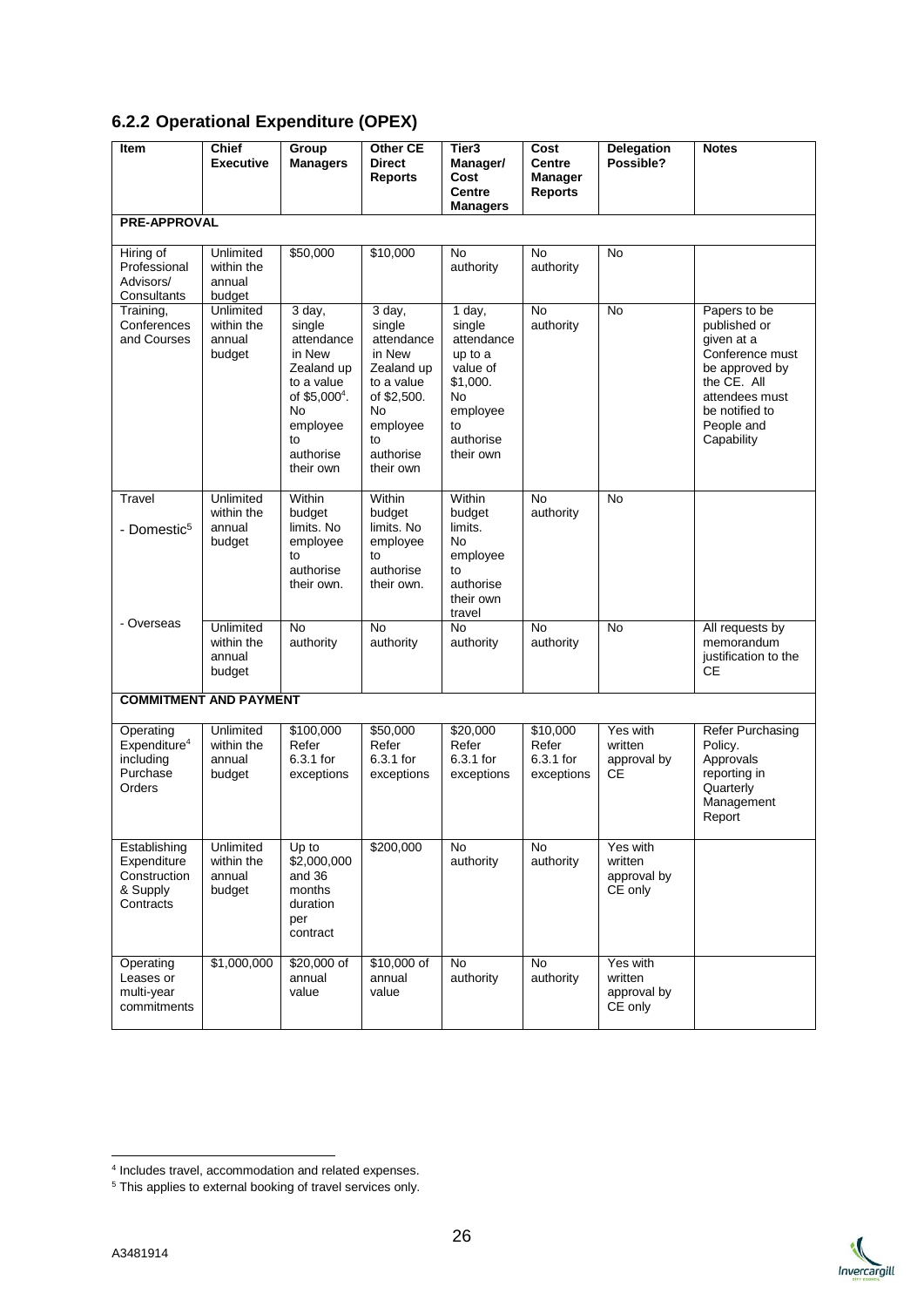### 6.2.2 Operational Expenditure (OPEX)

| Item | Chief Executive | Group Managers | Other CE Direct Reports | Tier3 Manager/ Cost Centre Managers | Cost Centre Manager Reports | Delegation Possible? | Notes |
|---|---|---|---|---|---|---|---|
| **PRE-APPROVAL** | | | | | | | |
| Hiring of Professional Advisors/ Consultants | Unlimited within the annual budget | $50,000 | $10,000 | No authority | No authority | No | |
| Training, Conferences and Courses | Unlimited within the annual budget | 3 day, single attendance in New Zealand up to a value of $5,000[4]. No employee to authorise their own | 3 day, single attendance in New Zealand up to a value of $2,500. No employee to authorise their own | 1 day, single attendance up to a value of $1,000. No employee to authorise their own | No authority | No | Papers to be published or given at a Conference must be approved by the CE. All attendees must be notified to People and Capability |
| Travel<br>- Domestic[5] | Unlimited within the annual budget | Within budget limits. No employee to authorise their own. | Within budget limits. No employee to authorise their own. | Within budget limits. No employee to authorise their own travel | No authority | No | |
| - Overseas | Unlimited within the annual budget | No authority | No authority | No authority | No authority | No | All requests by memorandum justification to the CE |
| **COMMITMENT AND PAYMENT** | | | | | | | |
| Operating Expenditure[4] including Purchase Orders | Unlimited within the annual budget | $100,000 Refer 6.3.1 for exceptions | $50,000 Refer 6.3.1 for exceptions | $20,000 Refer 6.3.1 for exceptions | $10,000 Refer 6.3.1 for exceptions | Yes with written approval by CE | Refer Purchasing Policy. Approvals reporting in Quarterly Management Report |
| Establishing Expenditure Construction & Supply Contracts | Unlimited within the annual budget | Up to $2,000,000 and 36 months duration per contract | $200,000 | No authority | No authority | Yes with written approval by CE only | |
| Operating Leases or multi-year commitments | $1,000,000 | $20,000 of annual value | $10,000 of annual value | No authority | No authority | Yes with written approval by CE only | |

[4] Includes travel, accommodation and related expenses.

[5] This applies to external booking of travel services only.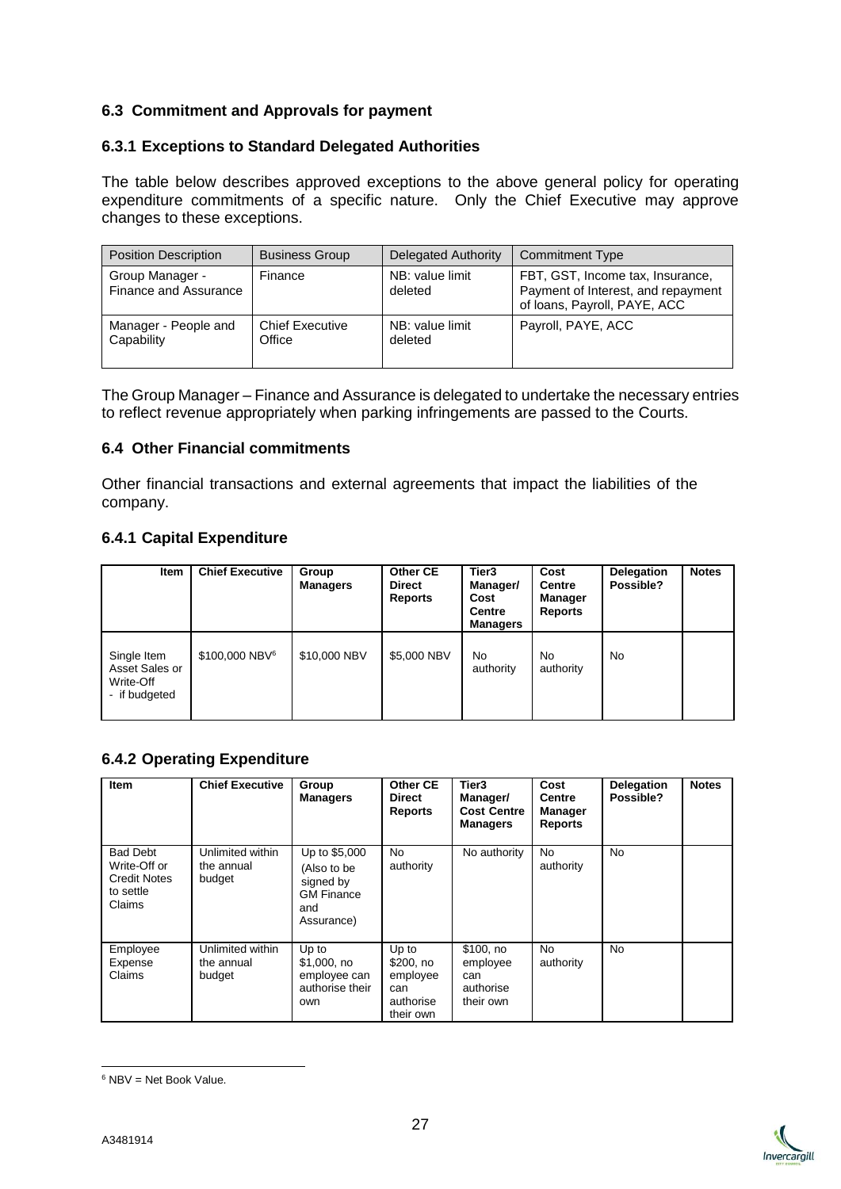### 6.3 Commitment and Approvals for payment

### 6.3.1 Exceptions to Standard Delegated Authorities

The table below describes approved exceptions to the above general policy for operating expenditure commitments of a specific nature. Only the Chief Executive may approve changes to these exceptions.

| Position Description | Business Group | Delegated Authority | Commitment Type |
|---|---|---|---|
| Group Manager - Finance and Assurance | Finance | NB: value limit deleted | FBT, GST, Income tax, Insurance, Payment of Interest, and repayment of loans, Payroll, PAYE, ACC |
| Manager - People and Capability | Chief Executive Office | NB: value limit deleted | Payroll, PAYE, ACC |

The Group Manager – Finance and Assurance is delegated to undertake the necessary entries to reflect revenue appropriately when parking infringements are passed to the Courts.

### 6.4 Other Financial commitments

Other financial transactions and external agreements that impact the liabilities of the company.

### 6.4.1 Capital Expenditure

| Item | Chief Executive | Group Managers | Other CE Direct Reports | Tier3 Manager/ Cost Centre Managers | Cost Centre Manager Reports | Delegation Possible? | Notes |
|---|---|---|---|---|---|---|---|
| Single Item Asset Sales or Write-Off - if budgeted | \$100,000 NBV[6] | \$10,000 NBV | \$5,000 NBV | No authority | No authority | No | |

### 6.4.2 Operating Expenditure

| Item | Chief Executive | Group Managers | Other CE Direct Reports | Tier3 Manager/ Cost Centre Managers | Cost Centre Manager Reports | Delegation Possible? | Notes |
|---|---|---|---|---|---|---|---|
| Bad Debt Write-Off or Credit Notes to settle Claims | Unlimited within the annual budget | Up to \$5,000 (Also to be signed by GM Finance and Assurance) | No authority | No authority | No authority | No | |
| Employee Expense Claims | Unlimited within the annual budget | Up to \$1,000, no employee can authorise their own | Up to \$200, no employee can authorise their own | \$100, no employee can authorise their own | No authority | No | |

[6] NBV = Net Book Value.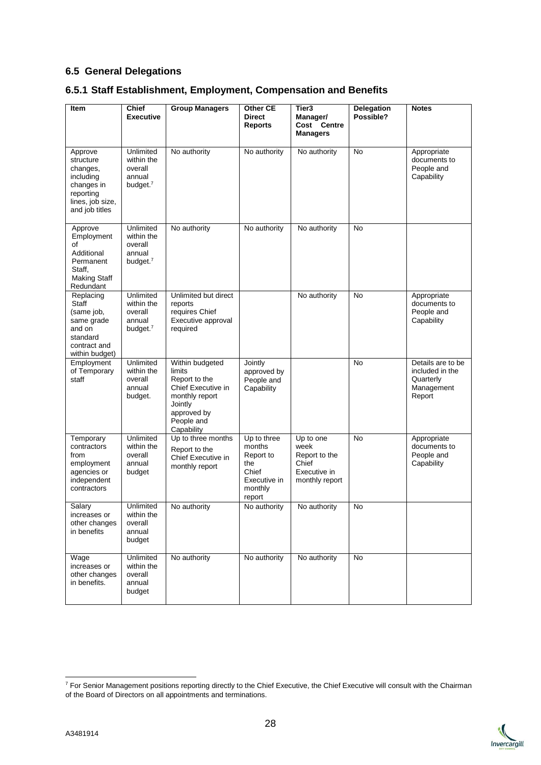## 6.5 General Delegations

### 6.5.1 Staff Establishment, Employment, Compensation and Benefits

| Item | Chief Executive | Group Managers | Other CE Direct Reports | Tier3 Manager/ Cost Centre Managers | Delegation Possible? | Notes |
|---|---|---|---|---|---|---|
| Approve structure changes, including changes in reporting lines, job size, and job titles | Unlimited within the overall annual budget.[7] | No authority | No authority | No authority | No | Appropriate documents to People and Capability |
| Approve Employment of Additional Permanent Staff, Making Staff Redundant | Unlimited within the overall annual budget.[7] | No authority | No authority | No authority | No | |
| Replacing Staff (same job, same grade and on standard contract and within budget) | Unlimited within the overall annual budget.[7] | Unlimited but direct reports requires Chief Executive approval required | | No authority | No | Appropriate documents to People and Capability |
| Employment of Temporary staff | Unlimited within the overall annual budget. | Within budgeted limits Report to the Chief Executive in monthly report Jointly approved by People and Capability | Jointly approved by People and Capability | | No | Details are to be included in the Quarterly Management Report |
| Temporary contractors from employment agencies or independent contractors | Unlimited within the overall annual budget | Up to three months Report to the Chief Executive in monthly report | Up to three months Report to the Chief Executive in monthly report | Up to one week Report to the Chief Executive in monthly report | No | Appropriate documents to People and Capability |
| Salary increases or other changes in benefits | Unlimited within the overall annual budget | No authority | No authority | No authority | No | |
| Wage increases or other changes in benefits. | Unlimited within the overall annual budget | No authority | No authority | No authority | No | |

[7] For Senior Management positions reporting directly to the Chief Executive, the Chief Executive will consult with the Chairman of the Board of Directors on all appointments and terminations.

A3481914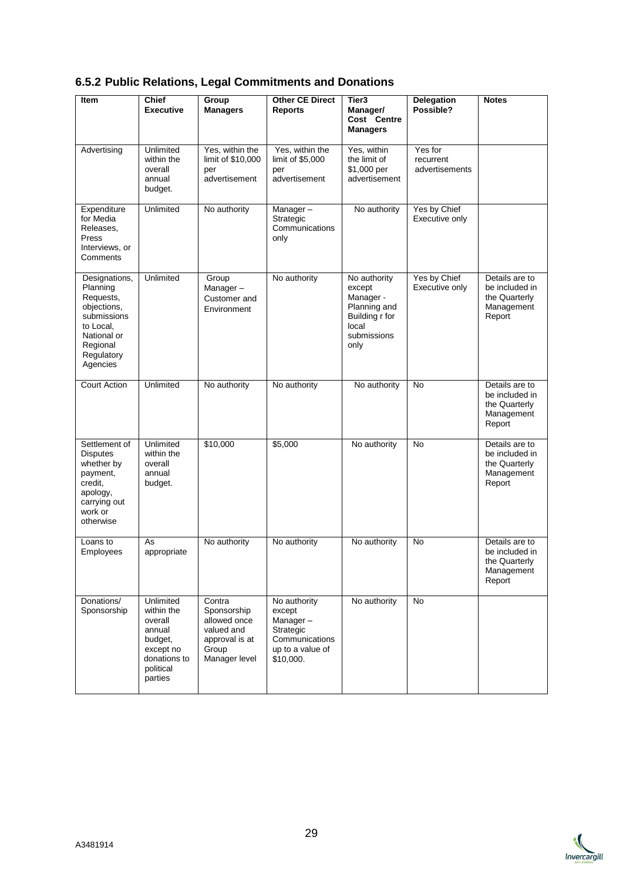### 6.5.2 Public Relations, Legal Commitments and Donations

| Item | Chief Executive | Group Managers | Other CE Direct Reports | Tier3 Manager/ Cost Centre Managers | Delegation Possible? | Notes |
|---|---|---|---|---|---|---|
| Advertising | Unlimited within the overall annual budget. | Yes, within the limit of $10,000 per advertisement | Yes, within the limit of $5,000 per advertisement | Yes, within the limit of $1,000 per advertisement | Yes for recurrent advertisements | |
| Expenditure for Media Releases, Press Interviews, or Comments | Unlimited | No authority | Manager – Strategic Communications only | No authority | Yes by Chief Executive only | |
| Designations, Planning Requests, objections, submissions to Local, National or Regional Regulatory Agencies | Unlimited | Group Manager – Customer and Environment | No authority | No authority except Manager - Planning and Building r for local submissions only | Yes by Chief Executive only | Details are to be included in the Quarterly Management Report |
| Court Action | Unlimited | No authority | No authority | No authority | No | Details are to be included in the Quarterly Management Report |
| Settlement of Disputes whether by payment, credit, apology, carrying out work or otherwise | Unlimited within the overall annual budget. | $10,000 | $5,000 | No authority | No | Details are to be included in the Quarterly Management Report |
| Loans to Employees | As appropriate | No authority | No authority | No authority | No | Details are to be included in the Quarterly Management Report |
| Donations/ Sponsorship | Unlimited within the overall annual budget, except no donations to political parties | Contra Sponsorship allowed once valued and approval is at Group Manager level | No authority except Manager – Strategic Communications up to a value of $10,000. | No authority | No | |

A3481914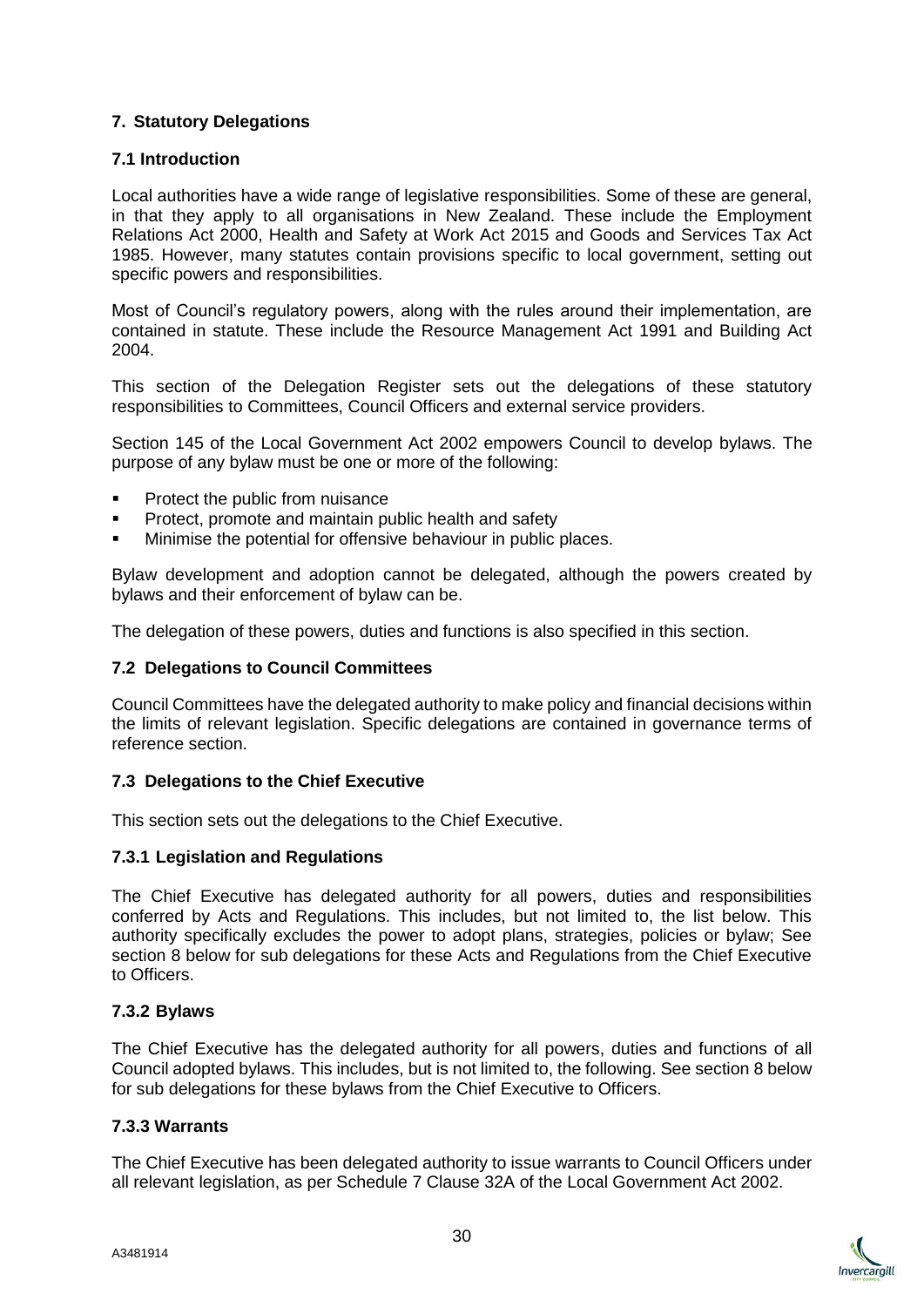## 7. Statutory Delegations

### 7.1 Introduction

Local authorities have a wide range of legislative responsibilities. Some of these are general, in that they apply to all organisations in New Zealand. These include the Employment Relations Act 2000, Health and Safety at Work Act 2015 and Goods and Services Tax Act 1985. However, many statutes contain provisions specific to local government, setting out specific powers and responsibilities.

Most of Council's regulatory powers, along with the rules around their implementation, are contained in statute. These include the Resource Management Act 1991 and Building Act 2004.

This section of the Delegation Register sets out the delegations of these statutory responsibilities to Committees, Council Officers and external service providers.

Section 145 of the Local Government Act 2002 empowers Council to develop bylaws. The purpose of any bylaw must be one or more of the following:

- Protect the public from nuisance
- Protect, promote and maintain public health and safety
- Minimise the potential for offensive behaviour in public places.

Bylaw development and adoption cannot be delegated, although the powers created by bylaws and their enforcement of bylaw can be.

The delegation of these powers, duties and functions is also specified in this section.

### 7.2 Delegations to Council Committees

Council Committees have the delegated authority to make policy and financial decisions within the limits of relevant legislation. Specific delegations are contained in governance terms of reference section.

### 7.3 Delegations to the Chief Executive

This section sets out the delegations to the Chief Executive.

#### 7.3.1 Legislation and Regulations

The Chief Executive has delegated authority for all powers, duties and responsibilities conferred by Acts and Regulations. This includes, but not limited to, the list below. This authority specifically excludes the power to adopt plans, strategies, policies or bylaw; See section 8 below for sub delegations for these Acts and Regulations from the Chief Executive to Officers.

#### 7.3.2 Bylaws

The Chief Executive has the delegated authority for all powers, duties and functions of all Council adopted bylaws. This includes, but is not limited to, the following. See section 8 below for sub delegations for these bylaws from the Chief Executive to Officers.

#### 7.3.3 Warrants

The Chief Executive has been delegated authority to issue warrants to Council Officers under all relevant legislation, as per Schedule 7 Clause 32A of the Local Government Act 2002.